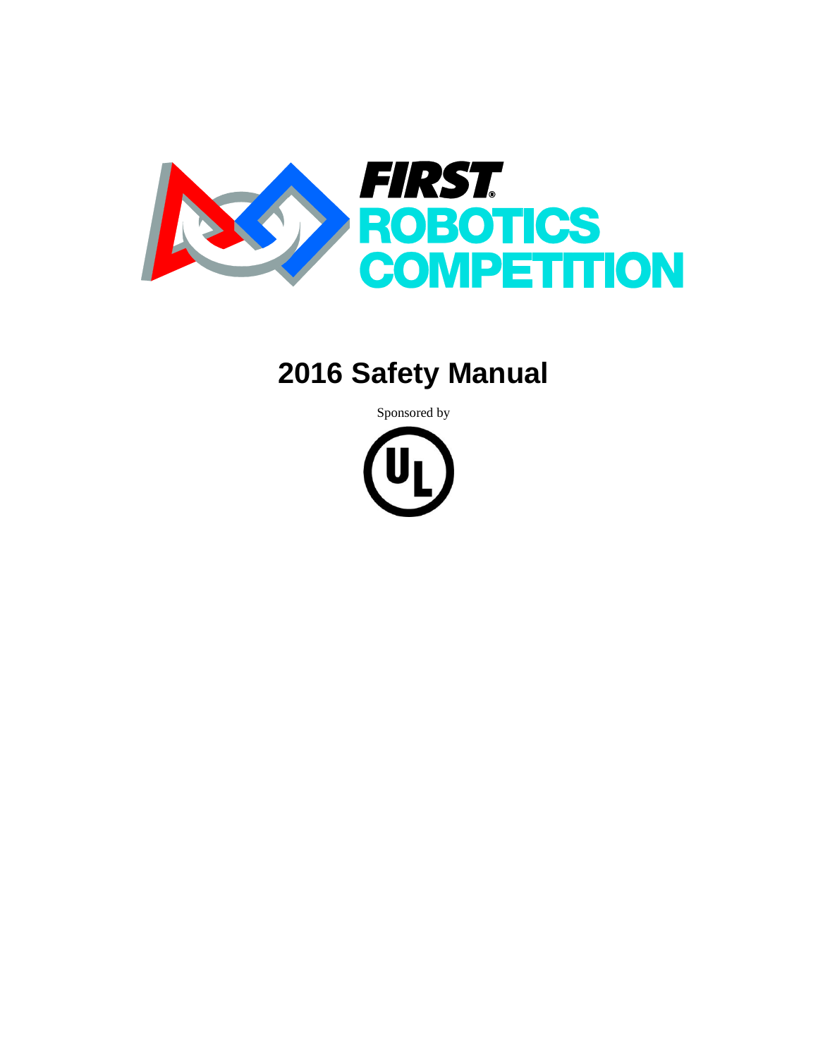FIRST® ROBOTICS COMPETITION

# 2016 Safety Manual

Sponsored by

UL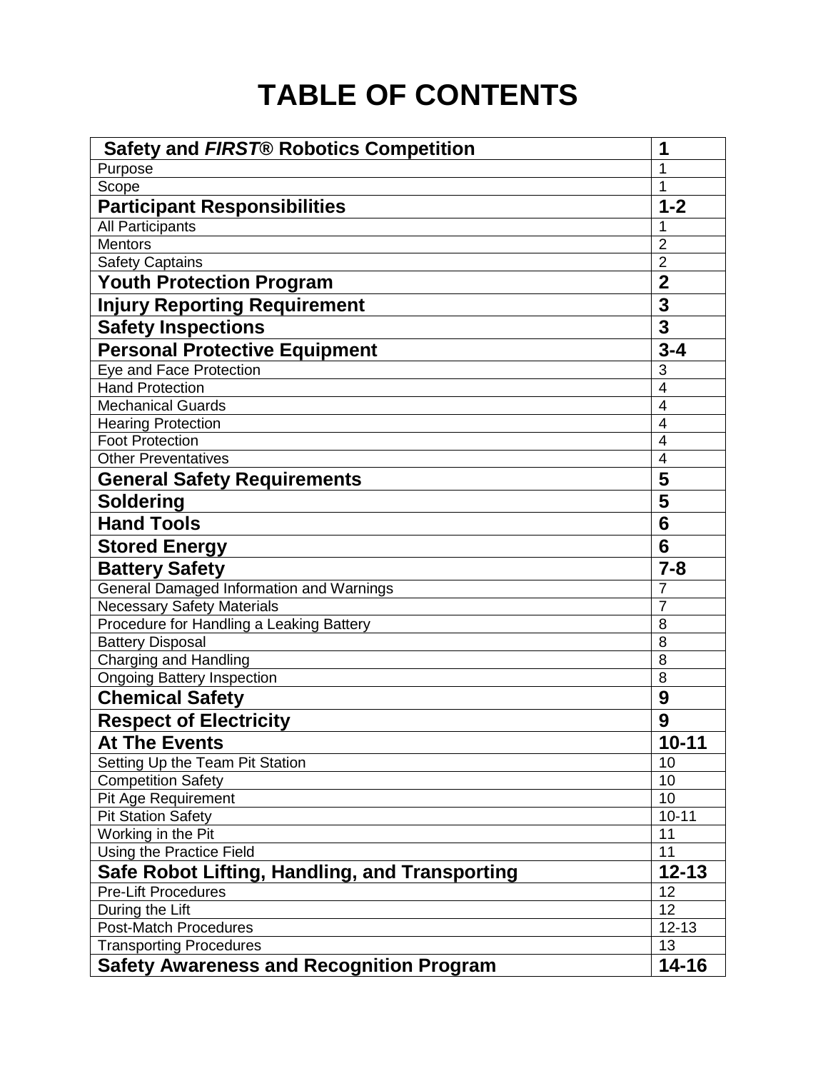# TABLE OF CONTENTS

| **Safety and *FIRST®* Robotics Competition** | **1** |
|---|---|
| Purpose | 1 |
| Scope | 1 |
| **Participant Responsibilities** | **1-2** |
| All Participants | 1 |
| Mentors | 2 |
| Safety Captains | 2 |
| **Youth Protection Program** | **2** |
| **Injury Reporting Requirement** | **3** |
| **Safety Inspections** | **3** |
| **Personal Protective Equipment** | **3-4** |
| Eye and Face Protection | 3 |
| Hand Protection | 4 |
| Mechanical Guards | 4 |
| Hearing Protection | 4 |
| Foot Protection | 4 |
| Other Preventatives | 4 |
| **General Safety Requirements** | **5** |
| **Soldering** | **5** |
| **Hand Tools** | **6** |
| **Stored Energy** | **6** |
| **Battery Safety** | **7-8** |
| General Damaged Information and Warnings | 7 |
| Necessary Safety Materials | 7 |
| Procedure for Handling a Leaking Battery | 8 |
| Battery Disposal | 8 |
| Charging and Handling | 8 |
| Ongoing Battery Inspection | 8 |
| **Chemical Safety** | **9** |
| **Respect of Electricity** | **9** |
| **At The Events** | **10-11** |
| Setting Up the Team Pit Station | 10 |
| Competition Safety | 10 |
| Pit Age Requirement | 10 |
| Pit Station Safety | 10-11 |
| Working in the Pit | 11 |
| Using the Practice Field | 11 |
| **Safe Robot Lifting, Handling, and Transporting** | **12-13** |
| Pre-Lift Procedures | 12 |
| During the Lift | 12 |
| Post-Match Procedures | 12-13 |
| Transporting Procedures | 13 |
| **Safety Awareness and Recognition Program** | **14-16** |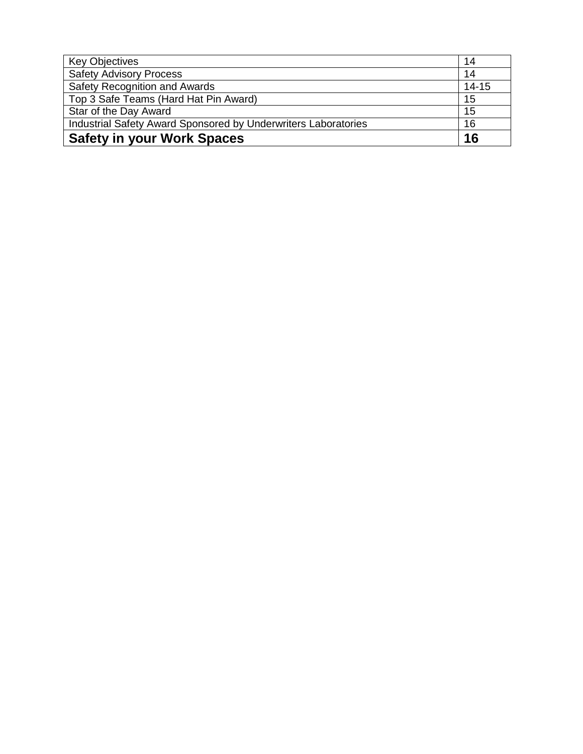| Key Objectives | 14 |
| --- | --- |
| Safety Advisory Process | 14 |
| Safety Recognition and Awards | 14-15 |
| Top 3 Safe Teams (Hard Hat Pin Award) | 15 |
| Star of the Day Award | 15 |
| Industrial Safety Award Sponsored by Underwriters Laboratories | 16 |
| **Safety in your Work Spaces** | **16** |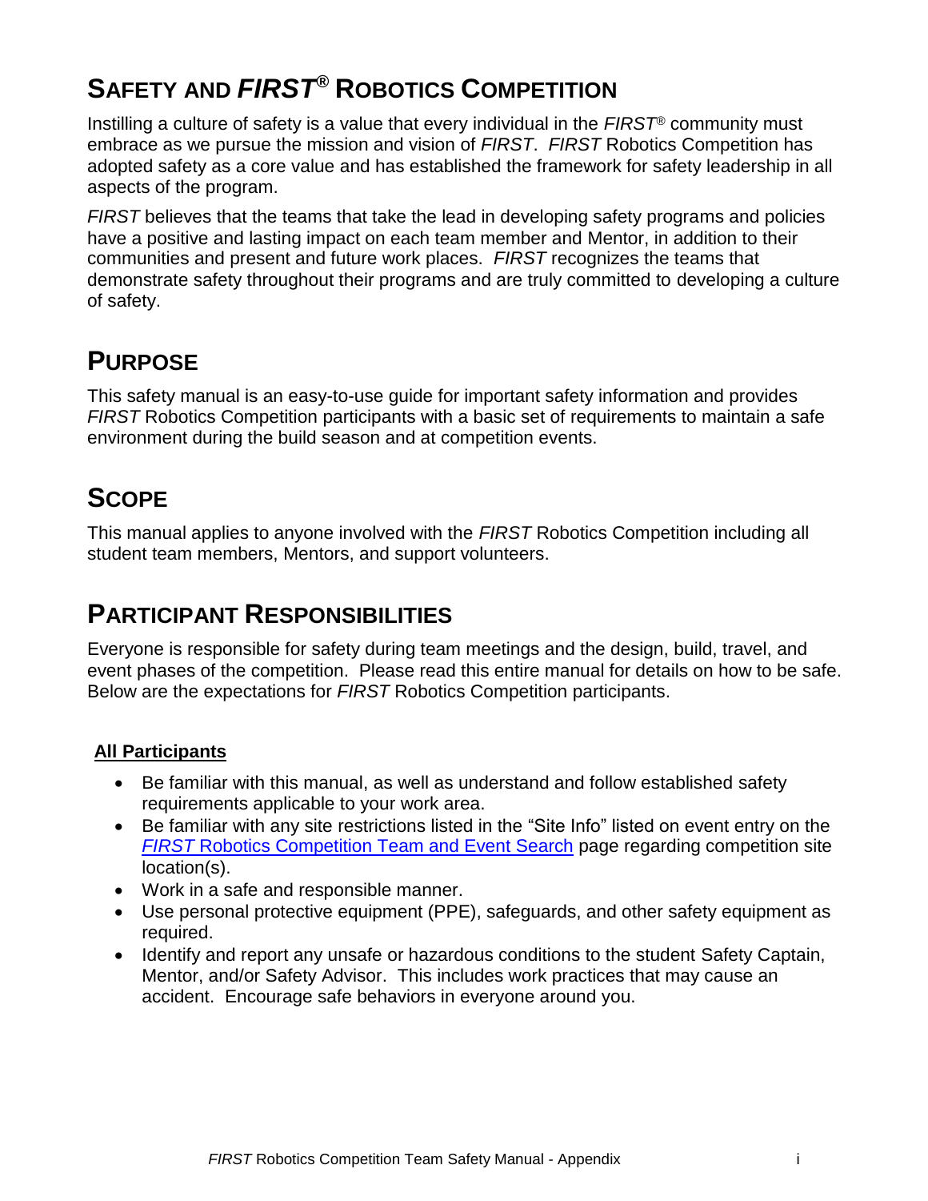# SAFETY AND *FIRST*® ROBOTICS COMPETITION

Instilling a culture of safety is a value that every individual in the *FIRST*® community must embrace as we pursue the mission and vision of *FIRST*. *FIRST* Robotics Competition has adopted safety as a core value and has established the framework for safety leadership in all aspects of the program.

*FIRST* believes that the teams that take the lead in developing safety programs and policies have a positive and lasting impact on each team member and Mentor, in addition to their communities and present and future work places. *FIRST* recognizes the teams that demonstrate safety throughout their programs and are truly committed to developing a culture of safety.

# PURPOSE

This safety manual is an easy-to-use guide for important safety information and provides *FIRST* Robotics Competition participants with a basic set of requirements to maintain a safe environment during the build season and at competition events.

# SCOPE

This manual applies to anyone involved with the *FIRST* Robotics Competition including all student team members, Mentors, and support volunteers.

# PARTICIPANT RESPONSIBILITIES

Everyone is responsible for safety during team meetings and the design, build, travel, and event phases of the competition. Please read this entire manual for details on how to be safe. Below are the expectations for *FIRST* Robotics Competition participants.

**All Participants**

- Be familiar with this manual, as well as understand and follow established safety requirements applicable to your work area.
- Be familiar with any site restrictions listed in the "Site Info" listed on event entry on the *FIRST* Robotics Competition Team and Event Search page regarding competition site location(s).
- Work in a safe and responsible manner.
- Use personal protective equipment (PPE), safeguards, and other safety equipment as required.
- Identify and report any unsafe or hazardous conditions to the student Safety Captain, Mentor, and/or Safety Advisor. This includes work practices that may cause an accident. Encourage safe behaviors in everyone around you.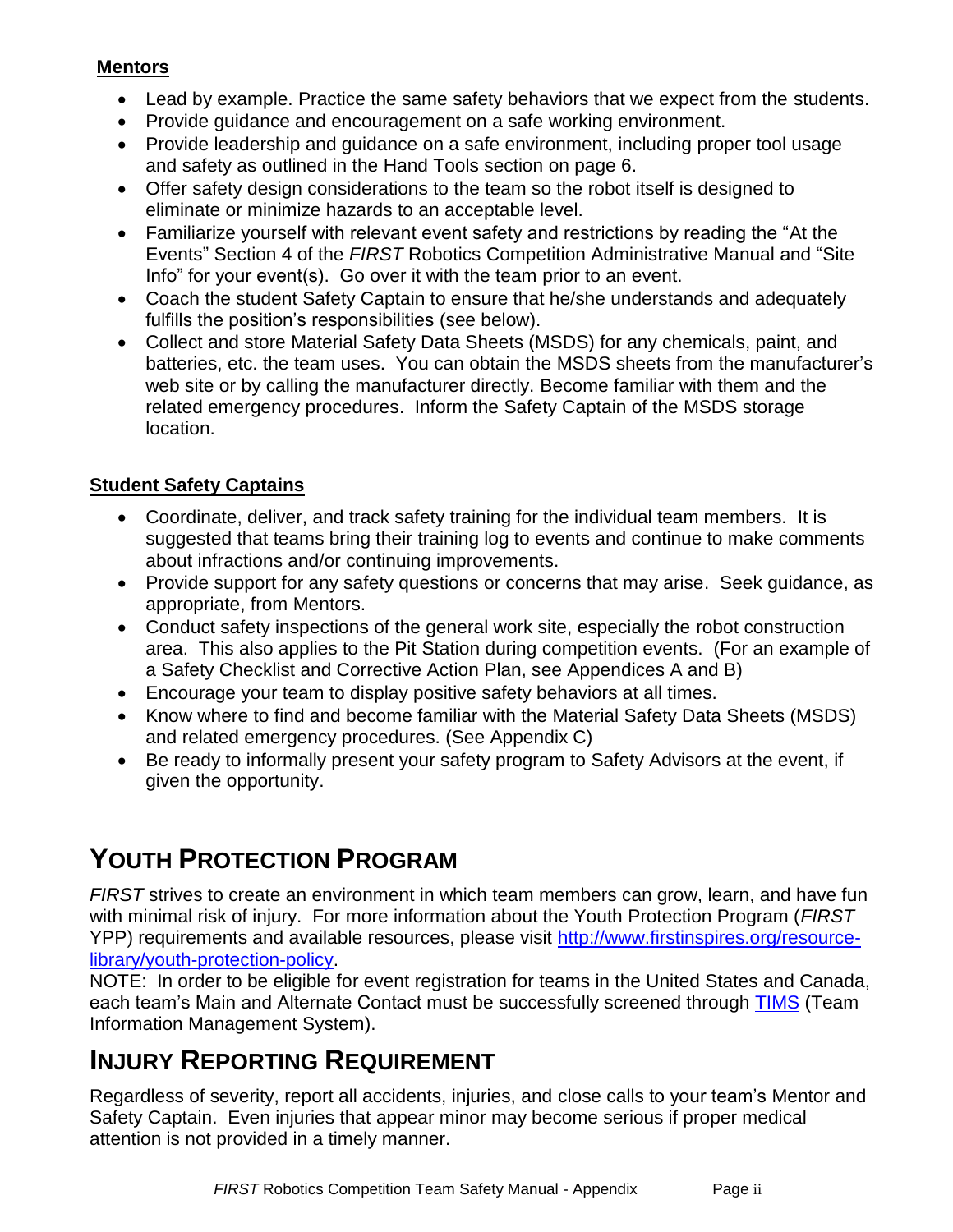### Mentors

- Lead by example. Practice the same safety behaviors that we expect from the students.
- Provide guidance and encouragement on a safe working environment.
- Provide leadership and guidance on a safe environment, including proper tool usage and safety as outlined in the Hand Tools section on page 6.
- Offer safety design considerations to the team so the robot itself is designed to eliminate or minimize hazards to an acceptable level.
- Familiarize yourself with relevant event safety and restrictions by reading the "At the Events" Section 4 of the *FIRST* Robotics Competition Administrative Manual and "Site Info" for your event(s). Go over it with the team prior to an event.
- Coach the student Safety Captain to ensure that he/she understands and adequately fulfills the position's responsibilities (see below).
- Collect and store Material Safety Data Sheets (MSDS) for any chemicals, paint, and batteries, etc. the team uses. You can obtain the MSDS sheets from the manufacturer's web site or by calling the manufacturer directly. Become familiar with them and the related emergency procedures. Inform the Safety Captain of the MSDS storage location.

### Student Safety Captains

- Coordinate, deliver, and track safety training for the individual team members. It is suggested that teams bring their training log to events and continue to make comments about infractions and/or continuing improvements.
- Provide support for any safety questions or concerns that may arise. Seek guidance, as appropriate, from Mentors.
- Conduct safety inspections of the general work site, especially the robot construction area. This also applies to the Pit Station during competition events. (For an example of a Safety Checklist and Corrective Action Plan, see Appendices A and B)
- Encourage your team to display positive safety behaviors at all times.
- Know where to find and become familiar with the Material Safety Data Sheets (MSDS) and related emergency procedures. (See Appendix C)
- Be ready to informally present your safety program to Safety Advisors at the event, if given the opportunity.

## Youth Protection Program

*FIRST* strives to create an environment in which team members can grow, learn, and have fun with minimal risk of injury. For more information about the Youth Protection Program (*FIRST* YPP) requirements and available resources, please visit [http://www.firstinspires.org/resource-library/youth-protection-policy](http://www.firstinspires.org/resource-library/youth-protection-policy).

NOTE: In order to be eligible for event registration for teams in the United States and Canada, each team's Main and Alternate Contact must be successfully screened through TIMS (Team Information Management System).

## Injury Reporting Requirement

Regardless of severity, report all accidents, injuries, and close calls to your team's Mentor and Safety Captain. Even injuries that appear minor may become serious if proper medical attention is not provided in a timely manner.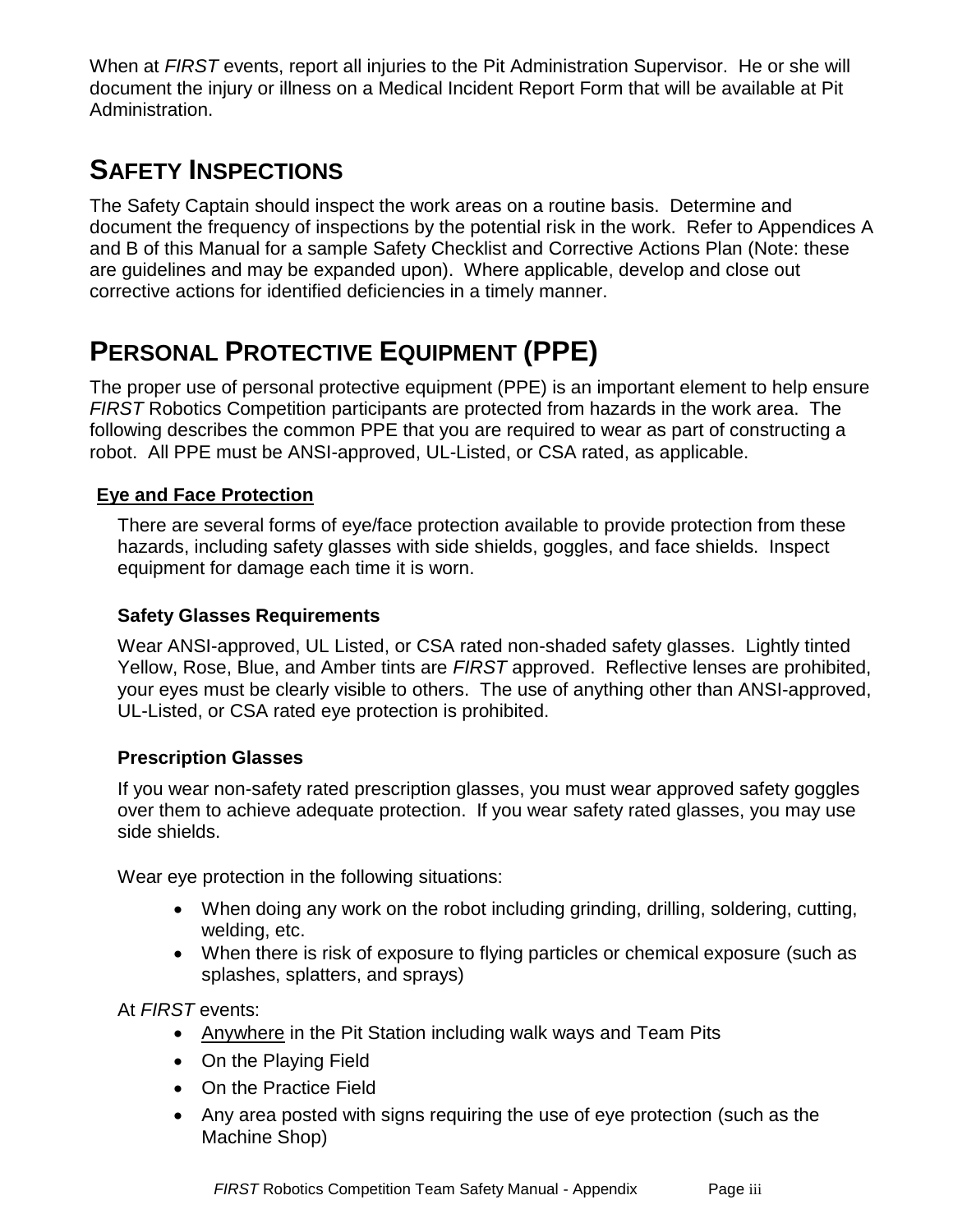When at *FIRST* events, report all injuries to the Pit Administration Supervisor. He or she will document the injury or illness on a Medical Incident Report Form that will be available at Pit Administration.

# SAFETY INSPECTIONS

The Safety Captain should inspect the work areas on a routine basis. Determine and document the frequency of inspections by the potential risk in the work. Refer to Appendices A and B of this Manual for a sample Safety Checklist and Corrective Actions Plan (Note: these are guidelines and may be expanded upon). Where applicable, develop and close out corrective actions for identified deficiencies in a timely manner.

# PERSONAL PROTECTIVE EQUIPMENT (PPE)

The proper use of personal protective equipment (PPE) is an important element to help ensure *FIRST* Robotics Competition participants are protected from hazards in the work area. The following describes the common PPE that you are required to wear as part of constructing a robot. All PPE must be ANSI-approved, UL-Listed, or CSA rated, as applicable.

## Eye and Face Protection

There are several forms of eye/face protection available to provide protection from these hazards, including safety glasses with side shields, goggles, and face shields. Inspect equipment for damage each time it is worn.

### Safety Glasses Requirements

Wear ANSI-approved, UL Listed, or CSA rated non-shaded safety glasses. Lightly tinted Yellow, Rose, Blue, and Amber tints are *FIRST* approved. Reflective lenses are prohibited, your eyes must be clearly visible to others. The use of anything other than ANSI-approved, UL-Listed, or CSA rated eye protection is prohibited.

### Prescription Glasses

If you wear non-safety rated prescription glasses, you must wear approved safety goggles over them to achieve adequate protection. If you wear safety rated glasses, you may use side shields.

Wear eye protection in the following situations:

- When doing any work on the robot including grinding, drilling, soldering, cutting, welding, etc.
- When there is risk of exposure to flying particles or chemical exposure (such as splashes, splatters, and sprays)

At *FIRST* events:

- Anywhere in the Pit Station including walk ways and Team Pits
- On the Playing Field
- On the Practice Field
- Any area posted with signs requiring the use of eye protection (such as the Machine Shop)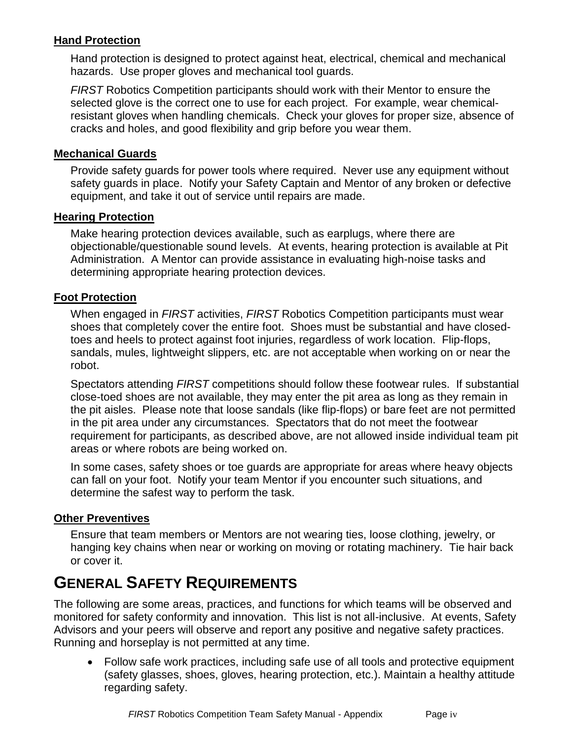### Hand Protection

Hand protection is designed to protect against heat, electrical, chemical and mechanical hazards. Use proper gloves and mechanical tool guards.

*FIRST* Robotics Competition participants should work with their Mentor to ensure the selected glove is the correct one to use for each project. For example, wear chemical-resistant gloves when handling chemicals. Check your gloves for proper size, absence of cracks and holes, and good flexibility and grip before you wear them.

### Mechanical Guards

Provide safety guards for power tools where required. Never use any equipment without safety guards in place. Notify your Safety Captain and Mentor of any broken or defective equipment, and take it out of service until repairs are made.

### Hearing Protection

Make hearing protection devices available, such as earplugs, where there are objectionable/questionable sound levels. At events, hearing protection is available at Pit Administration. A Mentor can provide assistance in evaluating high-noise tasks and determining appropriate hearing protection devices.

### Foot Protection

When engaged in *FIRST* activities, *FIRST* Robotics Competition participants must wear shoes that completely cover the entire foot. Shoes must be substantial and have closed-toes and heels to protect against foot injuries, regardless of work location. Flip-flops, sandals, mules, lightweight slippers, etc. are not acceptable when working on or near the robot.

Spectators attending *FIRST* competitions should follow these footwear rules. If substantial close-toed shoes are not available, they may enter the pit area as long as they remain in the pit aisles. Please note that loose sandals (like flip-flops) or bare feet are not permitted in the pit area under any circumstances. Spectators that do not meet the footwear requirement for participants, as described above, are not allowed inside individual team pit areas or where robots are being worked on.

In some cases, safety shoes or toe guards are appropriate for areas where heavy objects can fall on your foot. Notify your team Mentor if you encounter such situations, and determine the safest way to perform the task.

### Other Preventives

Ensure that team members or Mentors are not wearing ties, loose clothing, jewelry, or hanging key chains when near or working on moving or rotating machinery. Tie hair back or cover it.

## GENERAL SAFETY REQUIREMENTS

The following are some areas, practices, and functions for which teams will be observed and monitored for safety conformity and innovation. This list is not all-inclusive. At events, Safety Advisors and your peers will observe and report any positive and negative safety practices. Running and horseplay is not permitted at any time.

- Follow safe work practices, including safe use of all tools and protective equipment (safety glasses, shoes, gloves, hearing protection, etc.). Maintain a healthy attitude regarding safety.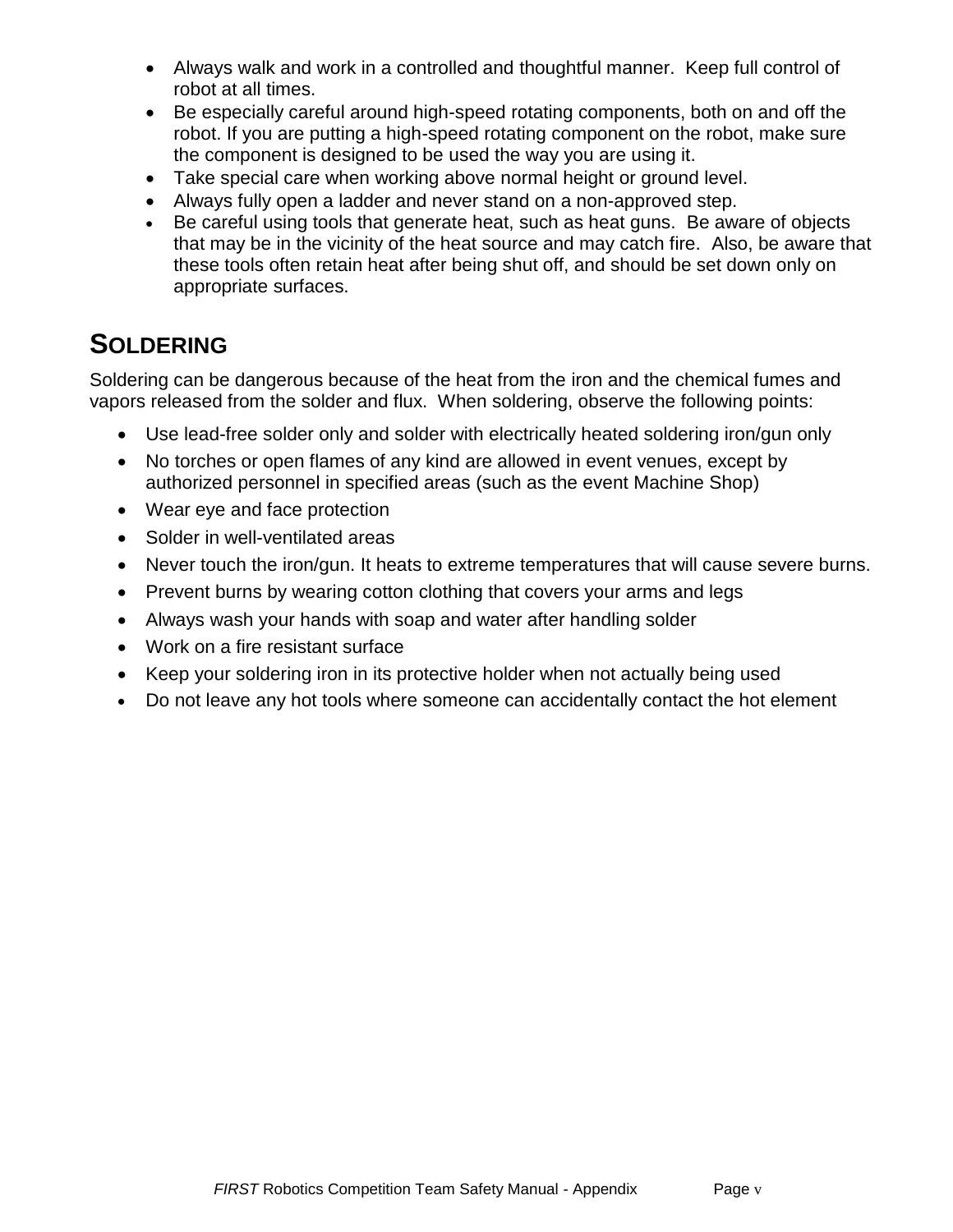- Always walk and work in a controlled and thoughtful manner. Keep full control of robot at all times.
- Be especially careful around high-speed rotating components, both on and off the robot. If you are putting a high-speed rotating component on the robot, make sure the component is designed to be used the way you are using it.
- Take special care when working above normal height or ground level.
- Always fully open a ladder and never stand on a non-approved step.
- Be careful using tools that generate heat, such as heat guns. Be aware of objects that may be in the vicinity of the heat source and may catch fire. Also, be aware that these tools often retain heat after being shut off, and should be set down only on appropriate surfaces.

## SOLDERING

Soldering can be dangerous because of the heat from the iron and the chemical fumes and vapors released from the solder and flux. When soldering, observe the following points:

- Use lead-free solder only and solder with electrically heated soldering iron/gun only
- No torches or open flames of any kind are allowed in event venues, except by authorized personnel in specified areas (such as the event Machine Shop)
- Wear eye and face protection
- Solder in well-ventilated areas
- Never touch the iron/gun. It heats to extreme temperatures that will cause severe burns.
- Prevent burns by wearing cotton clothing that covers your arms and legs
- Always wash your hands with soap and water after handling solder
- Work on a fire resistant surface
- Keep your soldering iron in its protective holder when not actually being used
- Do not leave any hot tools where someone can accidentally contact the hot element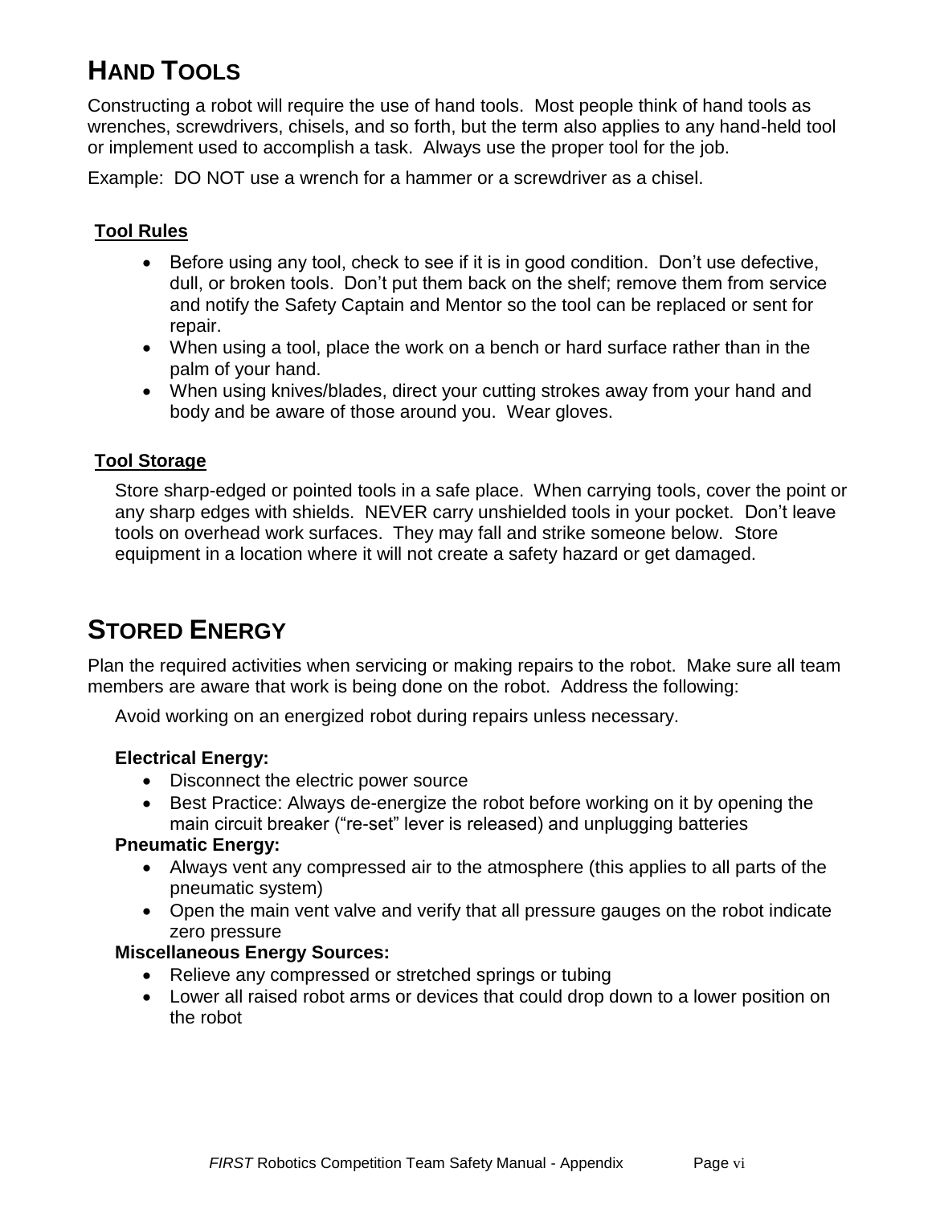# Hand Tools

Constructing a robot will require the use of hand tools. Most people think of hand tools as wrenches, screwdrivers, chisels, and so forth, but the term also applies to any hand-held tool or implement used to accomplish a task. Always use the proper tool for the job.

Example: DO NOT use a wrench for a hammer or a screwdriver as a chisel.

## Tool Rules

- Before using any tool, check to see if it is in good condition. Don't use defective, dull, or broken tools. Don't put them back on the shelf; remove them from service and notify the Safety Captain and Mentor so the tool can be replaced or sent for repair.
- When using a tool, place the work on a bench or hard surface rather than in the palm of your hand.
- When using knives/blades, direct your cutting strokes away from your hand and body and be aware of those around you. Wear gloves.

## Tool Storage

Store sharp-edged or pointed tools in a safe place. When carrying tools, cover the point or any sharp edges with shields. NEVER carry unshielded tools in your pocket. Don't leave tools on overhead work surfaces. They may fall and strike someone below. Store equipment in a location where it will not create a safety hazard or get damaged.

# Stored Energy

Plan the required activities when servicing or making repairs to the robot. Make sure all team members are aware that work is being done on the robot. Address the following:

Avoid working on an energized robot during repairs unless necessary.

**Electrical Energy:**

- Disconnect the electric power source
- Best Practice: Always de-energize the robot before working on it by opening the main circuit breaker ("re-set" lever is released) and unplugging batteries

**Pneumatic Energy:**

- Always vent any compressed air to the atmosphere (this applies to all parts of the pneumatic system)
- Open the main vent valve and verify that all pressure gauges on the robot indicate zero pressure

**Miscellaneous Energy Sources:**

- Relieve any compressed or stretched springs or tubing
- Lower all raised robot arms or devices that could drop down to a lower position on the robot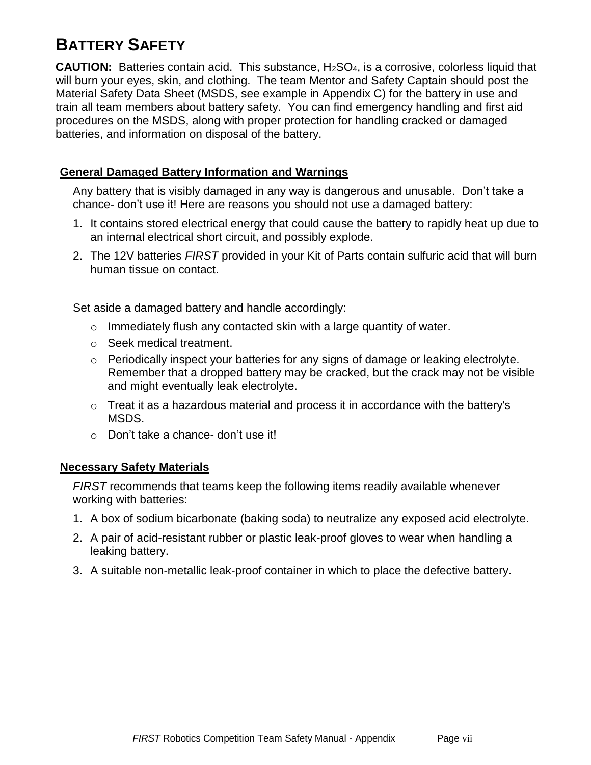# BATTERY SAFETY

**CAUTION:** Batteries contain acid. This substance, $H_2SO_4$, is a corrosive, colorless liquid that will burn your eyes, skin, and clothing. The team Mentor and Safety Captain should post the Material Safety Data Sheet (MSDS, see example in Appendix C) for the battery in use and train all team members about battery safety. You can find emergency handling and first aid procedures on the MSDS, along with proper protection for handling cracked or damaged batteries, and information on disposal of the battery.

## General Damaged Battery Information and Warnings

Any battery that is visibly damaged in any way is dangerous and unusable. Don't take a chance- don't use it! Here are reasons you should not use a damaged battery:

1. It contains stored electrical energy that could cause the battery to rapidly heat up due to an internal electrical short circuit, and possibly explode.
2. The 12V batteries *FIRST* provided in your Kit of Parts contain sulfuric acid that will burn human tissue on contact.

Set aside a damaged battery and handle accordingly:

- Immediately flush any contacted skin with a large quantity of water.
- Seek medical treatment.
- Periodically inspect your batteries for any signs of damage or leaking electrolyte. Remember that a dropped battery may be cracked, but the crack may not be visible and might eventually leak electrolyte.
- Treat it as a hazardous material and process it in accordance with the battery's MSDS.
- Don't take a chance- don't use it!

## Necessary Safety Materials

*FIRST* recommends that teams keep the following items readily available whenever working with batteries:

1. A box of sodium bicarbonate (baking soda) to neutralize any exposed acid electrolyte.
2. A pair of acid-resistant rubber or plastic leak-proof gloves to wear when handling a leaking battery.
3. A suitable non-metallic leak-proof container in which to place the defective battery.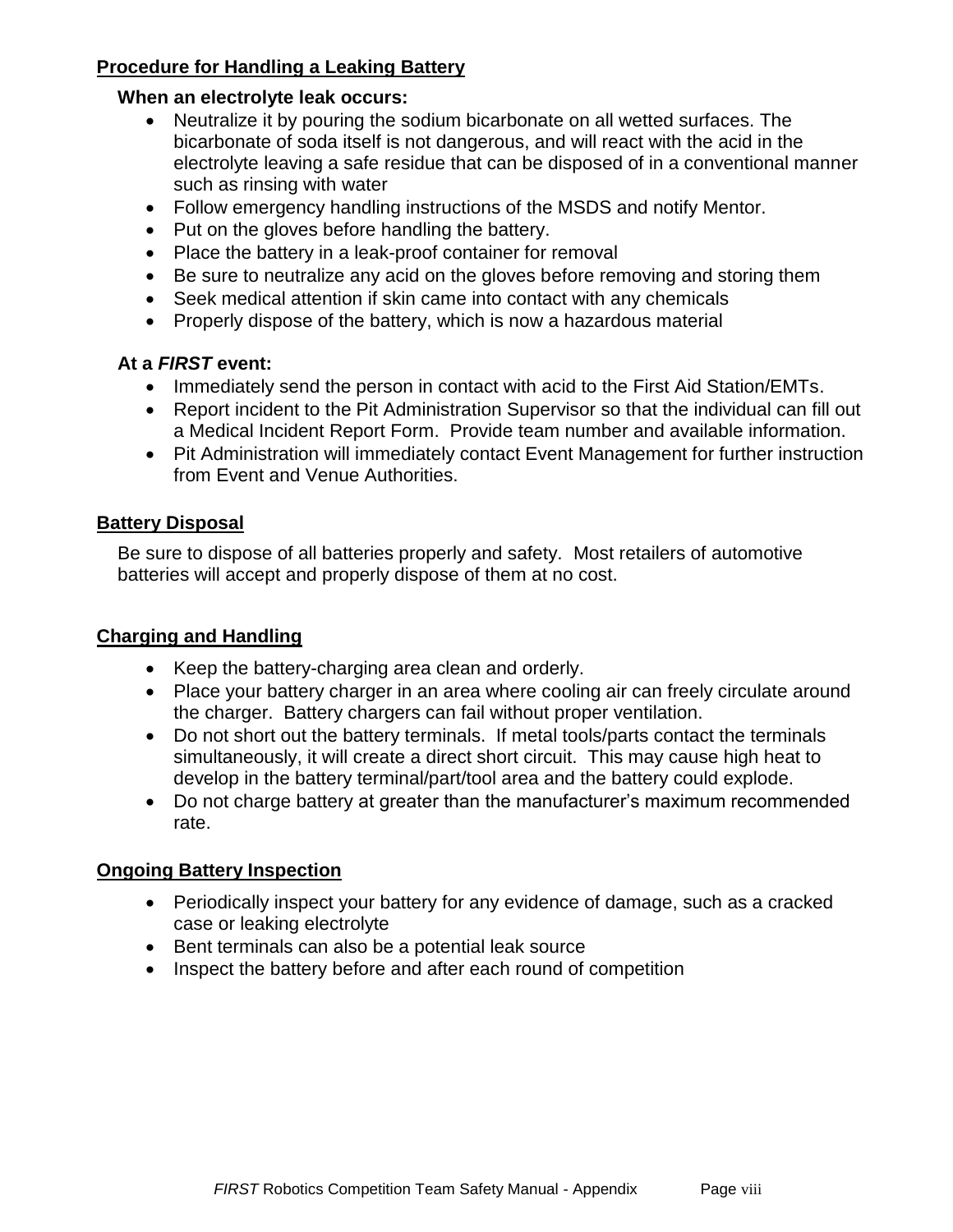## Procedure for Handling a Leaking Battery

### When an electrolyte leak occurs:

- Neutralize it by pouring the sodium bicarbonate on all wetted surfaces. The bicarbonate of soda itself is not dangerous, and will react with the acid in the electrolyte leaving a safe residue that can be disposed of in a conventional manner such as rinsing with water
- Follow emergency handling instructions of the MSDS and notify Mentor.
- Put on the gloves before handling the battery.
- Place the battery in a leak-proof container for removal
- Be sure to neutralize any acid on the gloves before removing and storing them
- Seek medical attention if skin came into contact with any chemicals
- Properly dispose of the battery, which is now a hazardous material

### At a *FIRST* event:

- Immediately send the person in contact with acid to the First Aid Station/EMTs.
- Report incident to the Pit Administration Supervisor so that the individual can fill out a Medical Incident Report Form. Provide team number and available information.
- Pit Administration will immediately contact Event Management for further instruction from Event and Venue Authorities.

## Battery Disposal

Be sure to dispose of all batteries properly and safety. Most retailers of automotive batteries will accept and properly dispose of them at no cost.

## Charging and Handling

- Keep the battery-charging area clean and orderly.
- Place your battery charger in an area where cooling air can freely circulate around the charger. Battery chargers can fail without proper ventilation.
- Do not short out the battery terminals. If metal tools/parts contact the terminals simultaneously, it will create a direct short circuit. This may cause high heat to develop in the battery terminal/part/tool area and the battery could explode.
- Do not charge battery at greater than the manufacturer's maximum recommended rate.

## Ongoing Battery Inspection

- Periodically inspect your battery for any evidence of damage, such as a cracked case or leaking electrolyte
- Bent terminals can also be a potential leak source
- Inspect the battery before and after each round of competition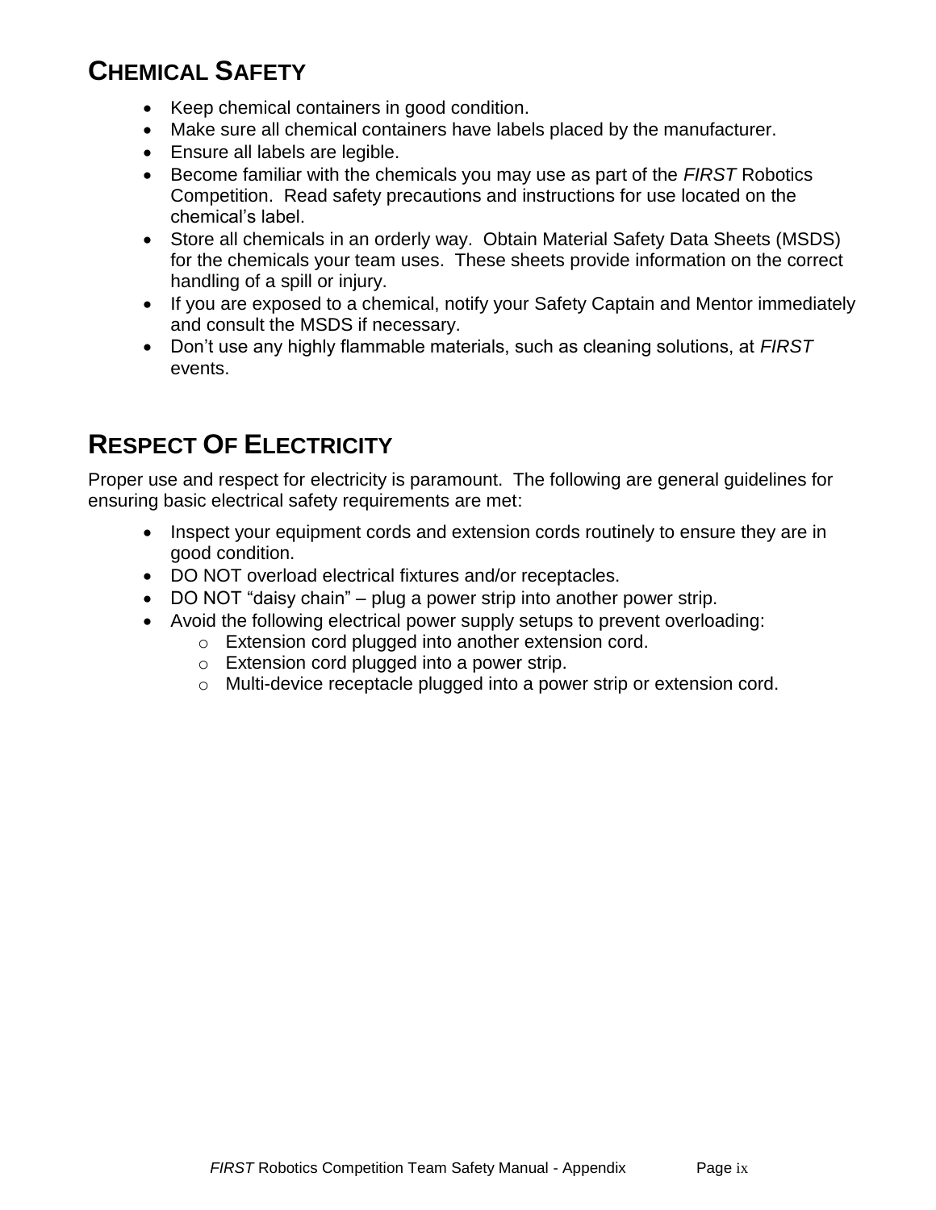## CHEMICAL SAFETY

- Keep chemical containers in good condition.
- Make sure all chemical containers have labels placed by the manufacturer.
- Ensure all labels are legible.
- Become familiar with the chemicals you may use as part of the *FIRST* Robotics Competition. Read safety precautions and instructions for use located on the chemical's label.
- Store all chemicals in an orderly way. Obtain Material Safety Data Sheets (MSDS) for the chemicals your team uses. These sheets provide information on the correct handling of a spill or injury.
- If you are exposed to a chemical, notify your Safety Captain and Mentor immediately and consult the MSDS if necessary.
- Don't use any highly flammable materials, such as cleaning solutions, at *FIRST* events.

## RESPECT OF ELECTRICITY

Proper use and respect for electricity is paramount. The following are general guidelines for ensuring basic electrical safety requirements are met:

- Inspect your equipment cords and extension cords routinely to ensure they are in good condition.
- DO NOT overload electrical fixtures and/or receptacles.
- DO NOT "daisy chain" – plug a power strip into another power strip.
- Avoid the following electrical power supply setups to prevent overloading:
  - Extension cord plugged into another extension cord.
  - Extension cord plugged into a power strip.
  - Multi-device receptacle plugged into a power strip or extension cord.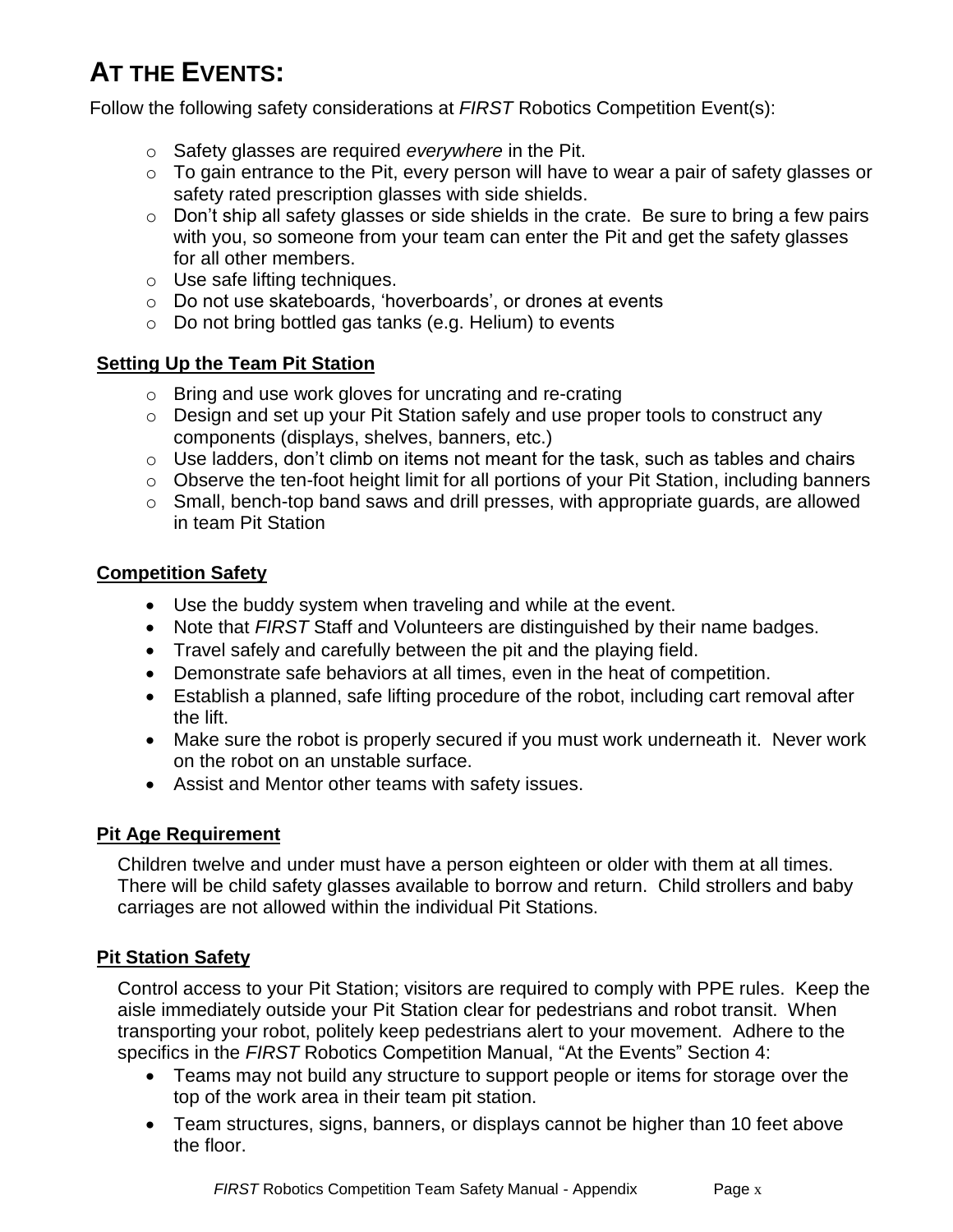# AT THE EVENTS:

Follow the following safety considerations at *FIRST* Robotics Competition Event(s):

- Safety glasses are required *everywhere* in the Pit.
- To gain entrance to the Pit, every person will have to wear a pair of safety glasses or safety rated prescription glasses with side shields.
- Don't ship all safety glasses or side shields in the crate. Be sure to bring a few pairs with you, so someone from your team can enter the Pit and get the safety glasses for all other members.
- Use safe lifting techniques.
- Do not use skateboards, 'hoverboards', or drones at events
- Do not bring bottled gas tanks (e.g. Helium) to events

## Setting Up the Team Pit Station

- Bring and use work gloves for uncrating and re-crating
- Design and set up your Pit Station safely and use proper tools to construct any components (displays, shelves, banners, etc.)
- Use ladders, don't climb on items not meant for the task, such as tables and chairs
- Observe the ten-foot height limit for all portions of your Pit Station, including banners
- Small, bench-top band saws and drill presses, with appropriate guards, are allowed in team Pit Station

## Competition Safety

- Use the buddy system when traveling and while at the event.
- Note that *FIRST* Staff and Volunteers are distinguished by their name badges.
- Travel safely and carefully between the pit and the playing field.
- Demonstrate safe behaviors at all times, even in the heat of competition.
- Establish a planned, safe lifting procedure of the robot, including cart removal after the lift.
- Make sure the robot is properly secured if you must work underneath it. Never work on the robot on an unstable surface.
- Assist and Mentor other teams with safety issues.

## Pit Age Requirement

Children twelve and under must have a person eighteen or older with them at all times. There will be child safety glasses available to borrow and return. Child strollers and baby carriages are not allowed within the individual Pit Stations.

## Pit Station Safety

Control access to your Pit Station; visitors are required to comply with PPE rules. Keep the aisle immediately outside your Pit Station clear for pedestrians and robot transit. When transporting your robot, politely keep pedestrians alert to your movement. Adhere to the specifics in the *FIRST* Robotics Competition Manual, "At the Events" Section 4:

- Teams may not build any structure to support people or items for storage over the top of the work area in their team pit station.
- Team structures, signs, banners, or displays cannot be higher than 10 feet above the floor.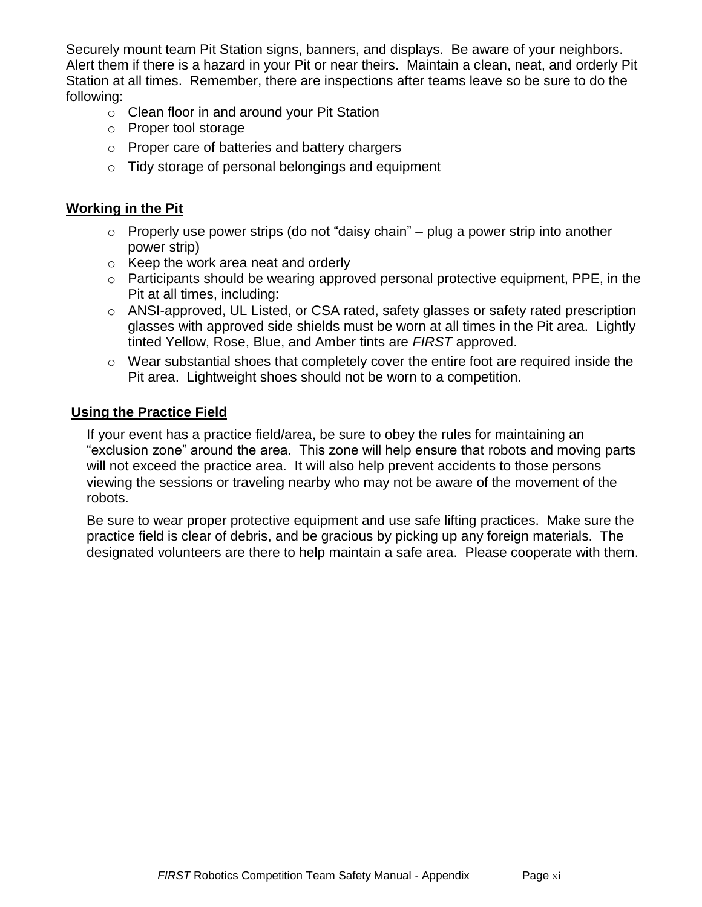Securely mount team Pit Station signs, banners, and displays. Be aware of your neighbors. Alert them if there is a hazard in your Pit or near theirs. Maintain a clean, neat, and orderly Pit Station at all times. Remember, there are inspections after teams leave so be sure to do the following:

- Clean floor in and around your Pit Station
- Proper tool storage
- Proper care of batteries and battery chargers
- Tidy storage of personal belongings and equipment

## Working in the Pit

- Properly use power strips (do not "daisy chain" – plug a power strip into another power strip)
- Keep the work area neat and orderly
- Participants should be wearing approved personal protective equipment, PPE, in the Pit at all times, including:
- ANSI-approved, UL Listed, or CSA rated, safety glasses or safety rated prescription glasses with approved side shields must be worn at all times in the Pit area. Lightly tinted Yellow, Rose, Blue, and Amber tints are *FIRST* approved.
- Wear substantial shoes that completely cover the entire foot are required inside the Pit area. Lightweight shoes should not be worn to a competition.

## Using the Practice Field

If your event has a practice field/area, be sure to obey the rules for maintaining an "exclusion zone" around the area. This zone will help ensure that robots and moving parts will not exceed the practice area. It will also help prevent accidents to those persons viewing the sessions or traveling nearby who may not be aware of the movement of the robots.

Be sure to wear proper protective equipment and use safe lifting practices. Make sure the practice field is clear of debris, and be gracious by picking up any foreign materials. The designated volunteers are there to help maintain a safe area. Please cooperate with them.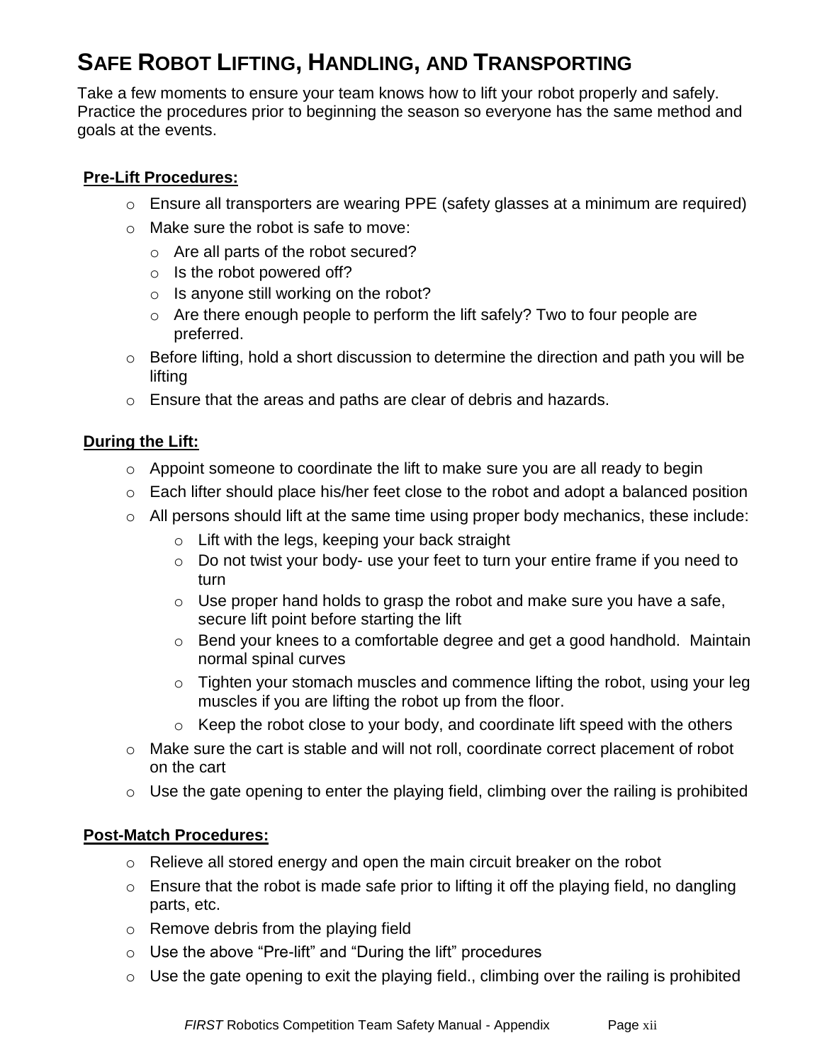# SAFE ROBOT LIFTING, HANDLING, AND TRANSPORTING

Take a few moments to ensure your team knows how to lift your robot properly and safely. Practice the procedures prior to beginning the season so everyone has the same method and goals at the events.

**Pre-Lift Procedures:**

- Ensure all transporters are wearing PPE (safety glasses at a minimum are required)
- Make sure the robot is safe to move:
  - Are all parts of the robot secured?
  - Is the robot powered off?
  - Is anyone still working on the robot?
  - Are there enough people to perform the lift safely? Two to four people are preferred.
- Before lifting, hold a short discussion to determine the direction and path you will be lifting
- Ensure that the areas and paths are clear of debris and hazards.

**During the Lift:**

- Appoint someone to coordinate the lift to make sure you are all ready to begin
- Each lifter should place his/her feet close to the robot and adopt a balanced position
- All persons should lift at the same time using proper body mechanics, these include:
  - Lift with the legs, keeping your back straight
  - Do not twist your body- use your feet to turn your entire frame if you need to turn
  - Use proper hand holds to grasp the robot and make sure you have a safe, secure lift point before starting the lift
  - Bend your knees to a comfortable degree and get a good handhold. Maintain normal spinal curves
  - Tighten your stomach muscles and commence lifting the robot, using your leg muscles if you are lifting the robot up from the floor.
  - Keep the robot close to your body, and coordinate lift speed with the others
- Make sure the cart is stable and will not roll, coordinate correct placement of robot on the cart
- Use the gate opening to enter the playing field, climbing over the railing is prohibited

**Post-Match Procedures:**

- Relieve all stored energy and open the main circuit breaker on the robot
- Ensure that the robot is made safe prior to lifting it off the playing field, no dangling parts, etc.
- Remove debris from the playing field
- Use the above "Pre-lift" and "During the lift" procedures
- Use the gate opening to exit the playing field., climbing over the railing is prohibited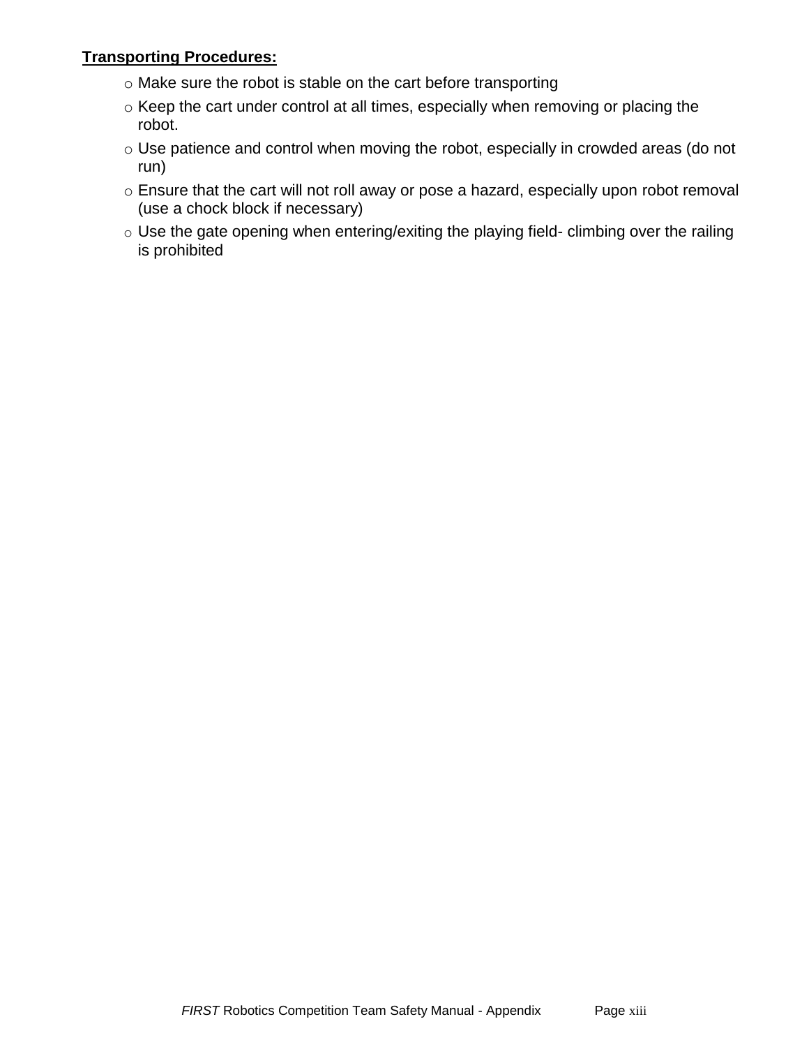**Transporting Procedures:**

- Make sure the robot is stable on the cart before transporting
- Keep the cart under control at all times, especially when removing or placing the robot.
- Use patience and control when moving the robot, especially in crowded areas (do not run)
- Ensure that the cart will not roll away or pose a hazard, especially upon robot removal (use a chock block if necessary)
- Use the gate opening when entering/exiting the playing field- climbing over the railing is prohibited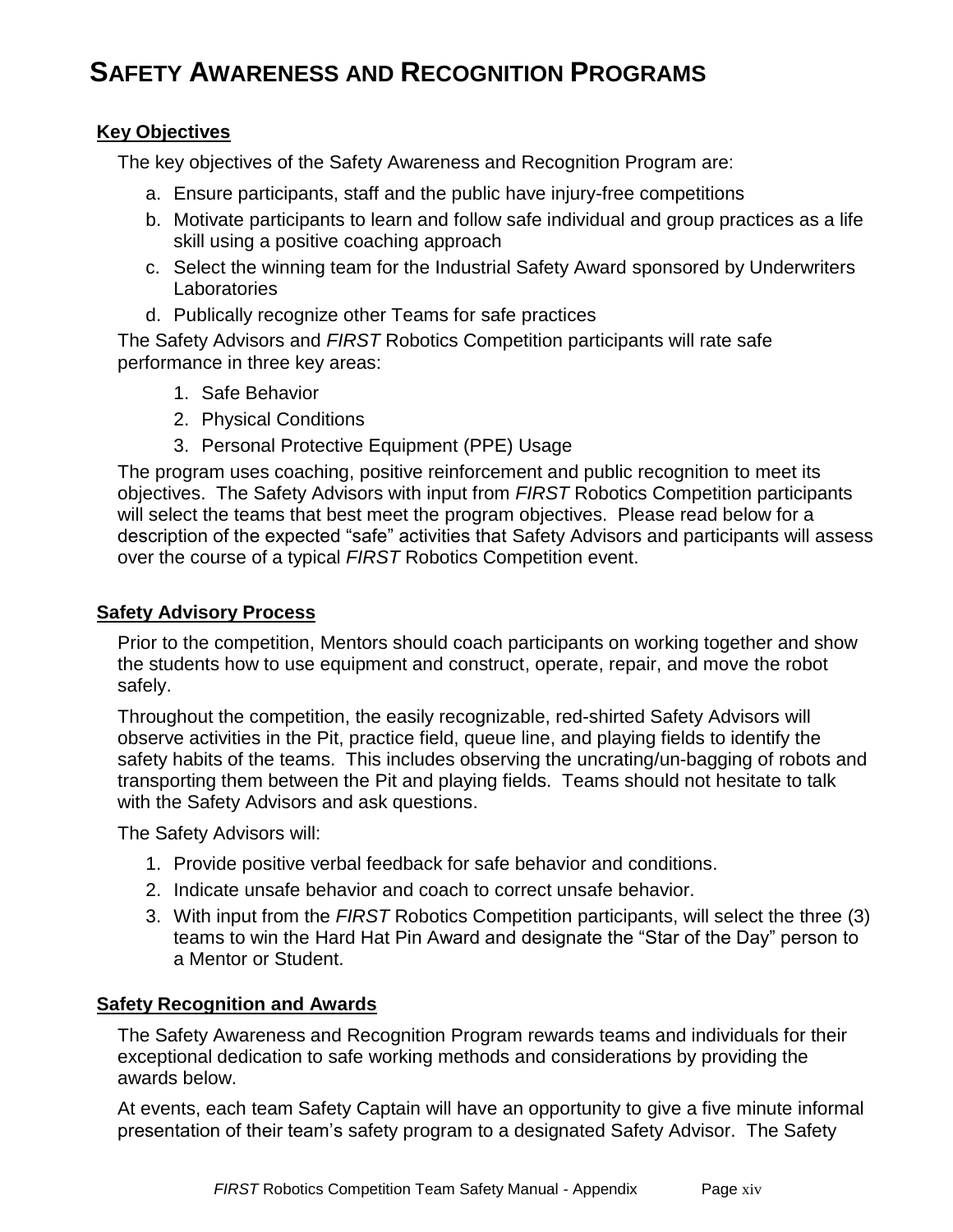# SAFETY AWARENESS AND RECOGNITION PROGRAMS

## Key Objectives

The key objectives of the Safety Awareness and Recognition Program are:

a. Ensure participants, staff and the public have injury-free competitions
b. Motivate participants to learn and follow safe individual and group practices as a life skill using a positive coaching approach
c. Select the winning team for the Industrial Safety Award sponsored by Underwriters Laboratories
d. Publically recognize other Teams for safe practices

The Safety Advisors and *FIRST* Robotics Competition participants will rate safe performance in three key areas:

1. Safe Behavior
2. Physical Conditions
3. Personal Protective Equipment (PPE) Usage

The program uses coaching, positive reinforcement and public recognition to meet its objectives. The Safety Advisors with input from *FIRST* Robotics Competition participants will select the teams that best meet the program objectives. Please read below for a description of the expected "safe" activities that Safety Advisors and participants will assess over the course of a typical *FIRST* Robotics Competition event.

## Safety Advisory Process

Prior to the competition, Mentors should coach participants on working together and show the students how to use equipment and construct, operate, repair, and move the robot safely.

Throughout the competition, the easily recognizable, red-shirted Safety Advisors will observe activities in the Pit, practice field, queue line, and playing fields to identify the safety habits of the teams. This includes observing the uncrating/un-bagging of robots and transporting them between the Pit and playing fields. Teams should not hesitate to talk with the Safety Advisors and ask questions.

The Safety Advisors will:

1. Provide positive verbal feedback for safe behavior and conditions.
2. Indicate unsafe behavior and coach to correct unsafe behavior.
3. With input from the *FIRST* Robotics Competition participants, will select the three (3) teams to win the Hard Hat Pin Award and designate the "Star of the Day" person to a Mentor or Student.

## Safety Recognition and Awards

The Safety Awareness and Recognition Program rewards teams and individuals for their exceptional dedication to safe working methods and considerations by providing the awards below.

At events, each team Safety Captain will have an opportunity to give a five minute informal presentation of their team's safety program to a designated Safety Advisor. The Safety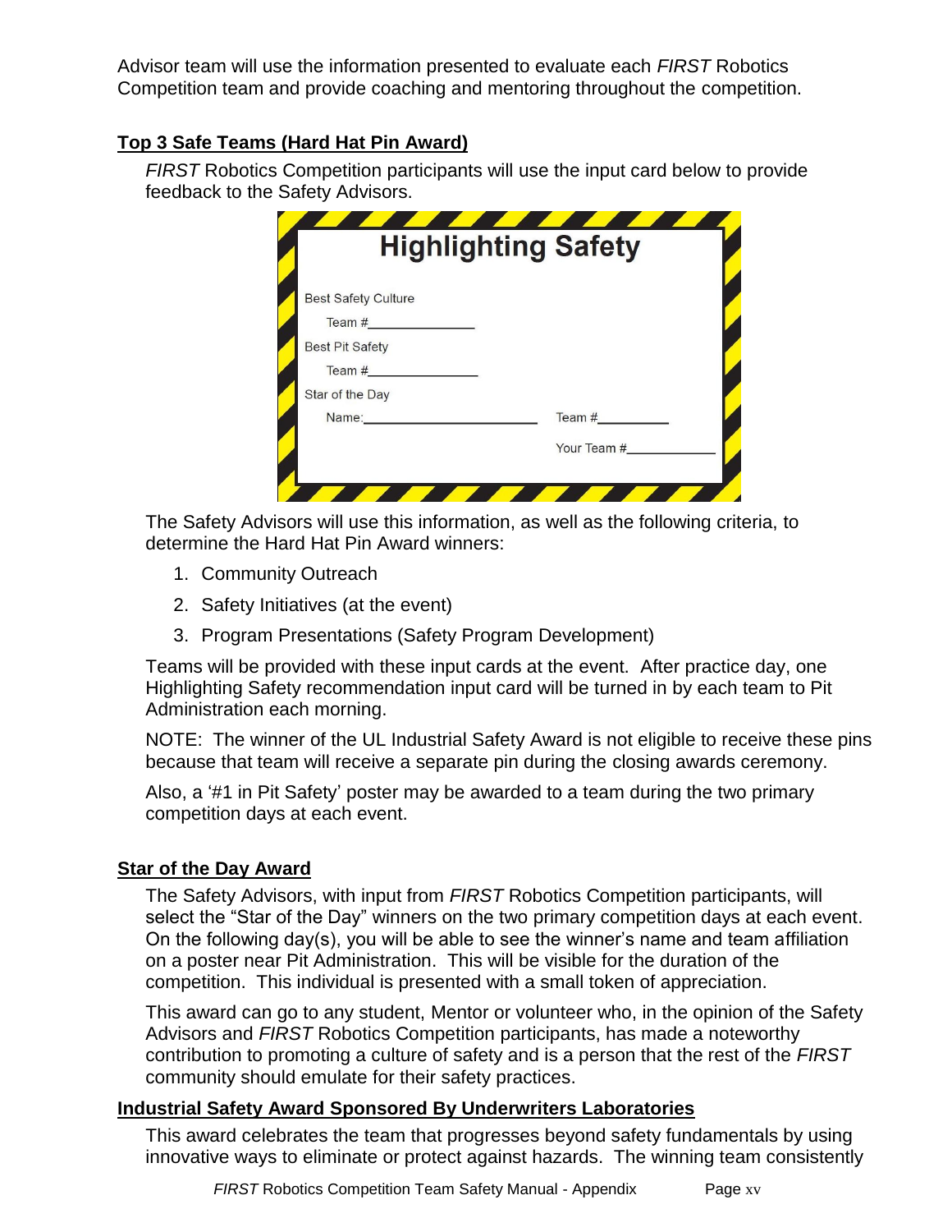Advisor team will use the information presented to evaluate each *FIRST* Robotics Competition team and provide coaching and mentoring throughout the competition.

**Top 3 Safe Teams (Hard Hat Pin Award)**

*FIRST* Robotics Competition participants will use the input card below to provide feedback to the Safety Advisors.

**Highlighting Safety**

Best Safety Culture

Team #______________

Best Pit Safety

Team #______________

Star of the Day

Name:______________________ Team #_________

Your Team #___________

The Safety Advisors will use this information, as well as the following criteria, to determine the Hard Hat Pin Award winners:

1. Community Outreach
2. Safety Initiatives (at the event)
3. Program Presentations (Safety Program Development)

Teams will be provided with these input cards at the event. After practice day, one Highlighting Safety recommendation input card will be turned in by each team to Pit Administration each morning.

NOTE: The winner of the UL Industrial Safety Award is not eligible to receive these pins because that team will receive a separate pin during the closing awards ceremony.

Also, a '#1 in Pit Safety' poster may be awarded to a team during the two primary competition days at each event.

**Star of the Day Award**

The Safety Advisors, with input from *FIRST* Robotics Competition participants, will select the "Star of the Day" winners on the two primary competition days at each event. On the following day(s), you will be able to see the winner's name and team affiliation on a poster near Pit Administration. This will be visible for the duration of the competition. This individual is presented with a small token of appreciation.

This award can go to any student, Mentor or volunteer who, in the opinion of the Safety Advisors and *FIRST* Robotics Competition participants, has made a noteworthy contribution to promoting a culture of safety and is a person that the rest of the *FIRST* community should emulate for their safety practices.

**Industrial Safety Award Sponsored By Underwriters Laboratories**

This award celebrates the team that progresses beyond safety fundamentals by using innovative ways to eliminate or protect against hazards. The winning team consistently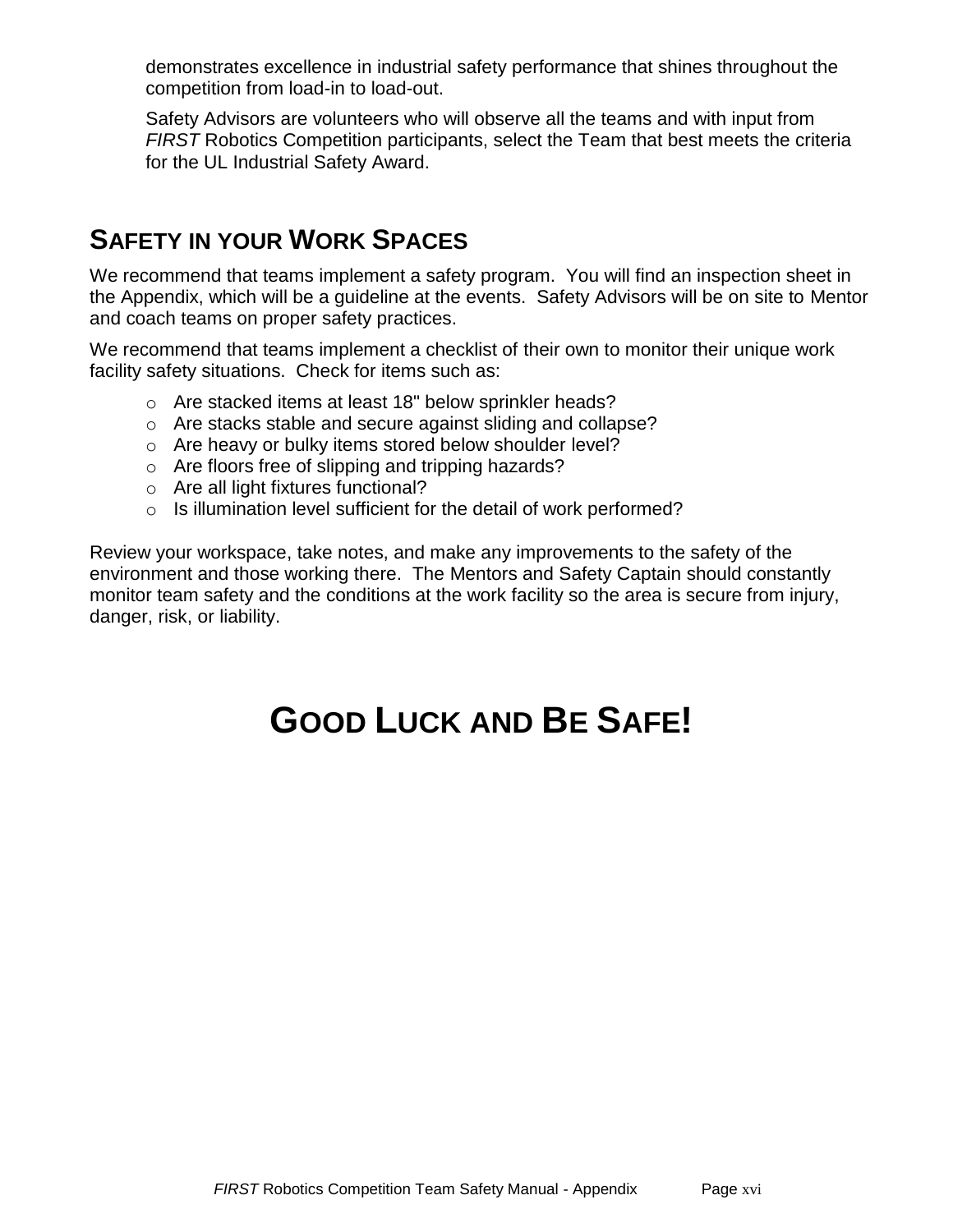demonstrates excellence in industrial safety performance that shines throughout the competition from load-in to load-out.

Safety Advisors are volunteers who will observe all the teams and with input from *FIRST* Robotics Competition participants, select the Team that best meets the criteria for the UL Industrial Safety Award.

## SAFETY IN YOUR WORK SPACES

We recommend that teams implement a safety program. You will find an inspection sheet in the Appendix, which will be a guideline at the events. Safety Advisors will be on site to Mentor and coach teams on proper safety practices.

We recommend that teams implement a checklist of their own to monitor their unique work facility safety situations. Check for items such as:

- Are stacked items at least 18" below sprinkler heads?
- Are stacks stable and secure against sliding and collapse?
- Are heavy or bulky items stored below shoulder level?
- Are floors free of slipping and tripping hazards?
- Are all light fixtures functional?
- Is illumination level sufficient for the detail of work performed?

Review your workspace, take notes, and make any improvements to the safety of the environment and those working there. The Mentors and Safety Captain should constantly monitor team safety and the conditions at the work facility so the area is secure from injury, danger, risk, or liability.

# GOOD LUCK AND BE SAFE!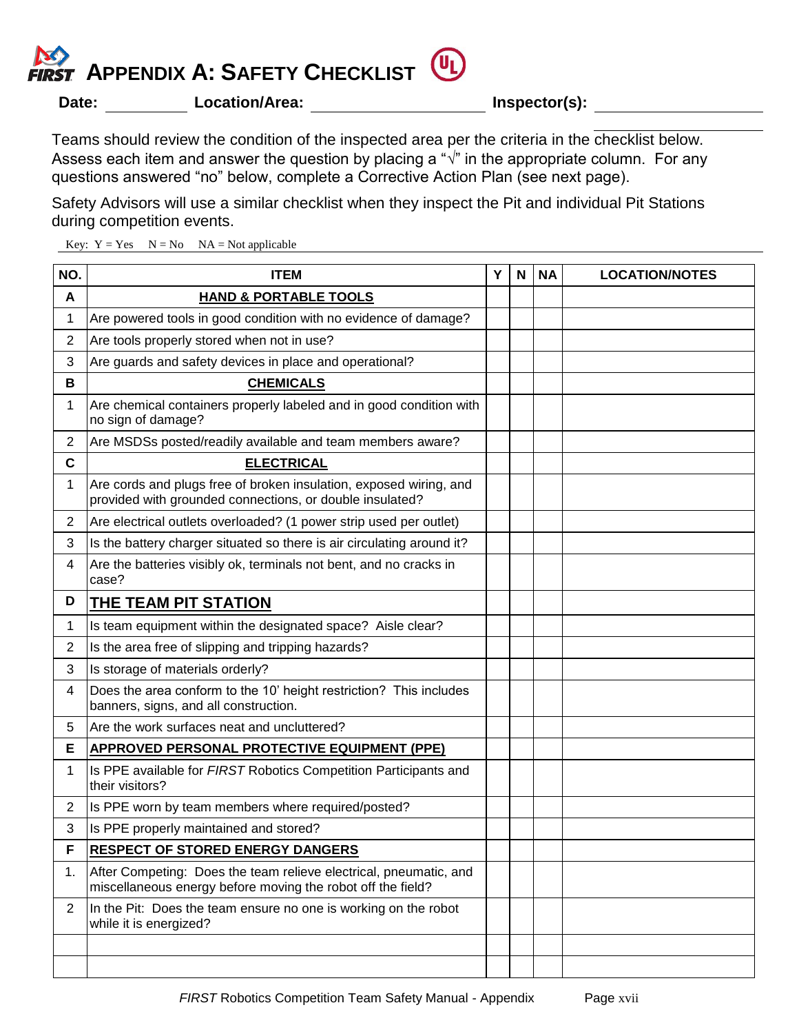# APPENDIX A: SAFETY CHECKLIST

**Date:** __________ **Location/Area:** ____________________ **Inspector(s):** ____________________

Teams should review the condition of the inspected area per the criteria in the checklist below. Assess each item and answer the question by placing a "√" in the appropriate column. For any questions answered "no" below, complete a Corrective Action Plan (see next page).

Safety Advisors will use a similar checklist when they inspect the Pit and individual Pit Stations during competition events.

Key: Y = Yes   N = No   NA = Not applicable

| NO. | ITEM | Y | N | NA | LOCATION/NOTES |
|---|---|---|---|---|---|
| **A** | **HAND & PORTABLE TOOLS** | | | | |
| 1 | Are powered tools in good condition with no evidence of damage? | | | | |
| 2 | Are tools properly stored when not in use? | | | | |
| 3 | Are guards and safety devices in place and operational? | | | | |
| **B** | **CHEMICALS** | | | | |
| 1 | Are chemical containers properly labeled and in good condition with no sign of damage? | | | | |
| 2 | Are MSDSs posted/readily available and team members aware? | | | | |
| **C** | **ELECTRICAL** | | | | |
| 1 | Are cords and plugs free of broken insulation, exposed wiring, and provided with grounded connections, or double insulated? | | | | |
| 2 | Are electrical outlets overloaded? (1 power strip used per outlet) | | | | |
| 3 | Is the battery charger situated so there is air circulating around it? | | | | |
| 4 | Are the batteries visibly ok, terminals not bent, and no cracks in case? | | | | |
| **D** | **THE TEAM PIT STATION** | | | | |
| 1 | Is team equipment within the designated space? Aisle clear? | | | | |
| 2 | Is the area free of slipping and tripping hazards? | | | | |
| 3 | Is storage of materials orderly? | | | | |
| 4 | Does the area conform to the 10' height restriction? This includes banners, signs, and all construction. | | | | |
| 5 | Are the work surfaces neat and uncluttered? | | | | |
| **E** | **APPROVED PERSONAL PROTECTIVE EQUIPMENT (PPE)** | | | | |
| 1 | Is PPE available for *FIRST* Robotics Competition Participants and their visitors? | | | | |
| 2 | Is PPE worn by team members where required/posted? | | | | |
| 3 | Is PPE properly maintained and stored? | | | | |
| **F** | **RESPECT OF STORED ENERGY DANGERS** | | | | |
| 1. | After Competing: Does the team relieve electrical, pneumatic, and miscellaneous energy before moving the robot off the field? | | | | |
| 2 | In the Pit: Does the team ensure no one is working on the robot while it is energized? | | | | |
| | | | | | |
| | | | | | |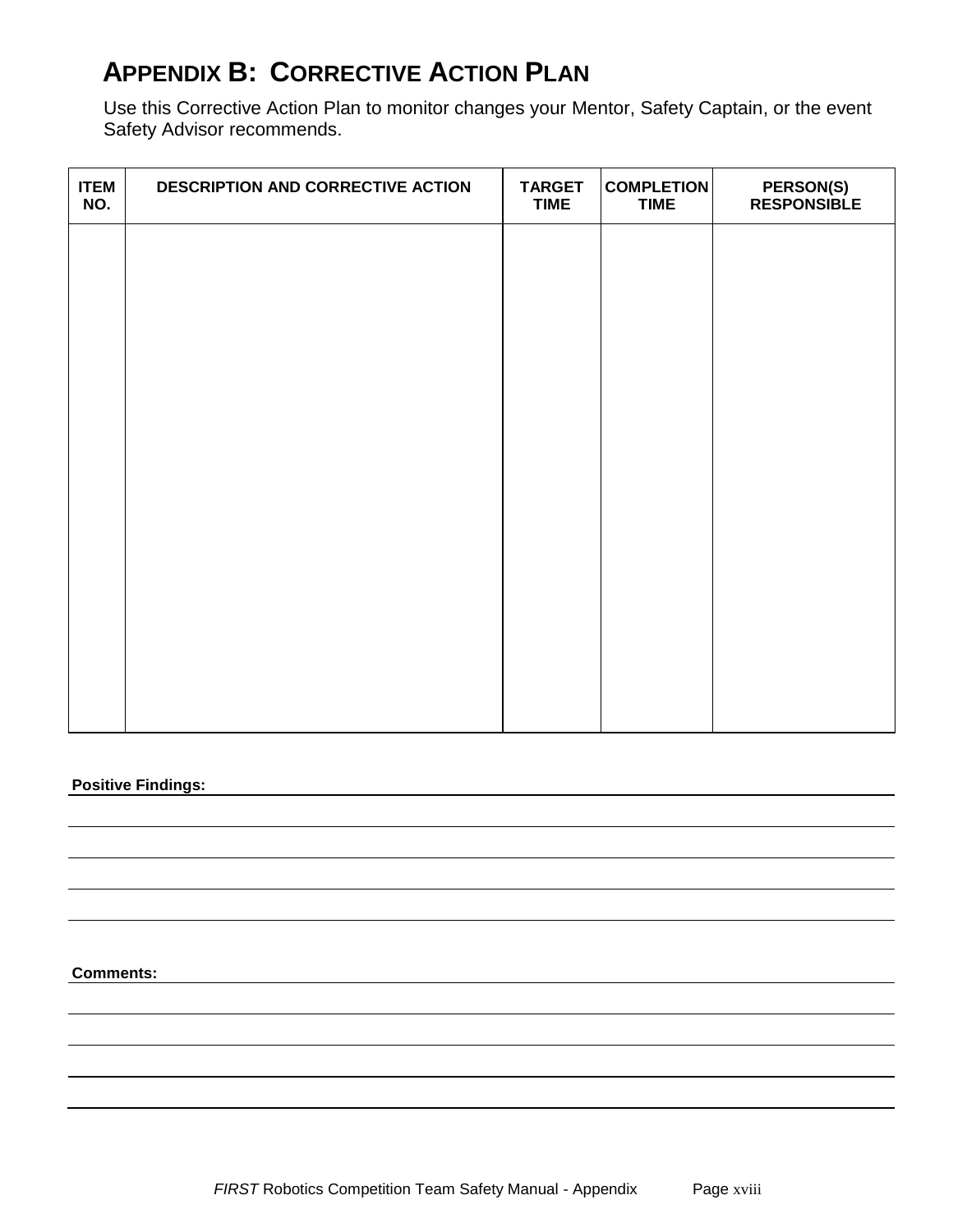# APPENDIX B: CORRECTIVE ACTION PLAN

Use this Corrective Action Plan to monitor changes your Mentor, Safety Captain, or the event Safety Advisor recommends.

| ITEM NO. | DESCRIPTION AND CORRECTIVE ACTION | TARGET TIME | COMPLETION TIME | PERSON(S) RESPONSIBLE |
|---|---|---|---|---|
| | | | | |

**Positive Findings:**

**Comments:**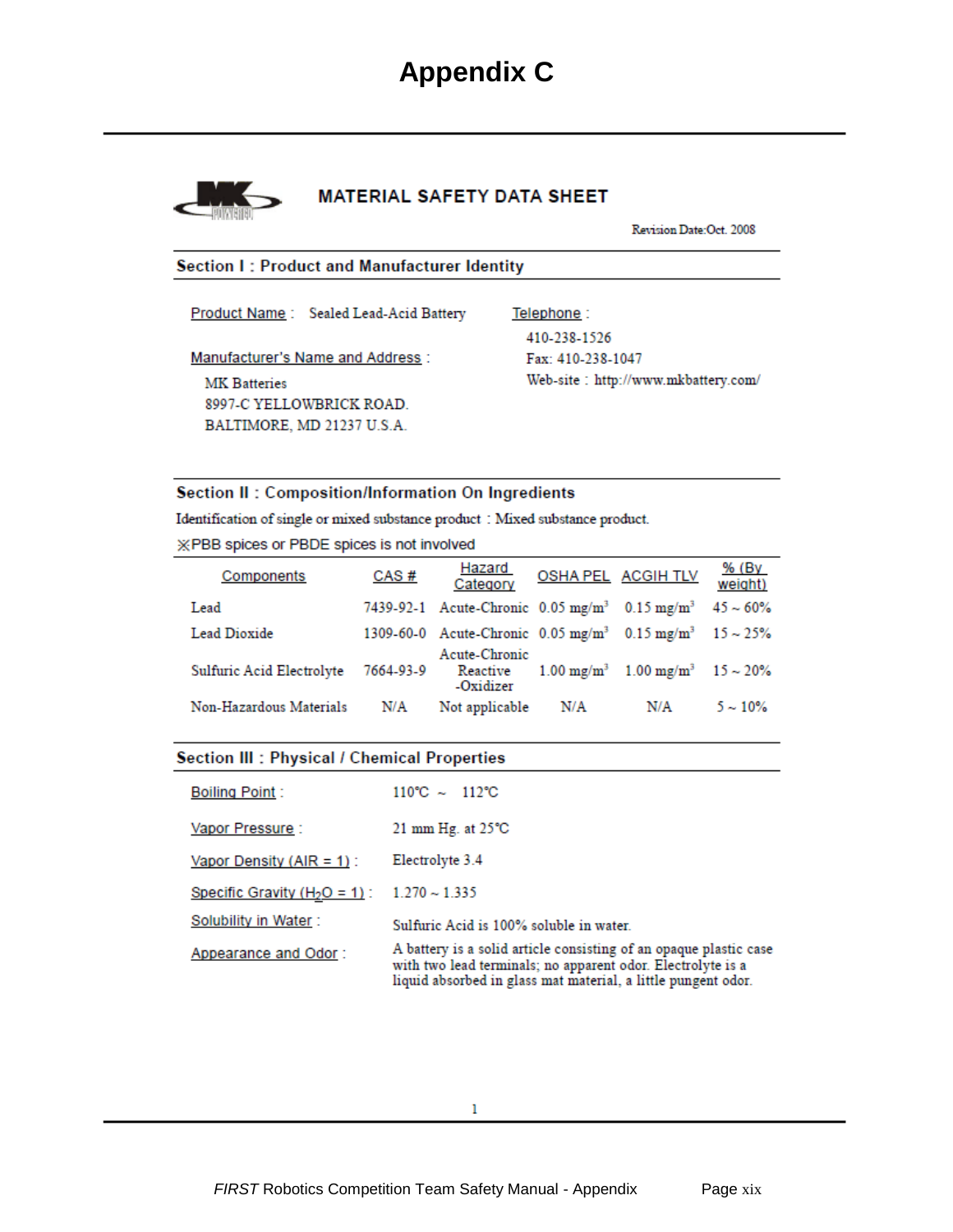# Appendix C

## MATERIAL SAFETY DATA SHEET

Revision Date:Oct. 2008

### Section I : Product and Manufacturer Identity

Product Name : Sealed Lead-Acid Battery

Manufacturer's Name and Address :

MK Batteries
8997-C YELLOWBRICK ROAD.
BALTIMORE, MD 21237 U.S.A.

Telephone :

410-238-1526
Fax: 410-238-1047
Web-site : http://www.mkbattery.com/

### Section II : Composition/Information On Ingredients

Identification of single or mixed substance product : Mixed substance product.

※PBB spices or PBDE spices is not involved

| Components | CAS # | Hazard Category | OSHA PEL | ACGIH TLV | % (By weight) |
|---|---|---|---|---|---|
| Lead | 7439-92-1 | Acute-Chronic | 0.05 mg/m$^3$ | 0.15 mg/m$^3$ | 45 ~ 60% |
| Lead Dioxide | 1309-60-0 | Acute-Chronic | 0.05 mg/m$^3$ | 0.15 mg/m$^3$ | 15 ~ 25% |
| Sulfuric Acid Electrolyte | 7664-93-9 | Acute-Chronic Reactive -Oxidizer | 1.00 mg/m$^3$ | 1.00 mg/m$^3$ | 15 ~ 20% |
| Non-Hazardous Materials | N/A | Not applicable | N/A | N/A | 5 ~ 10% |

### Section III : Physical / Chemical Properties

Boiling Point : 110℃ ~ 112℃

Vapor Pressure : 21 mm Hg. at 25℃

Vapor Density (AIR = 1) : Electrolyte 3.4

Specific Gravity ($H_2O$ = 1) : 1.270 ~ 1.335

Solubility in Water : Sulfuric Acid is 100% soluble in water.

Appearance and Odor : A battery is a solid article consisting of an opaque plastic case with two lead terminals; no apparent odor. Electrolyte is a liquid absorbed in glass mat material, a little pungent odor.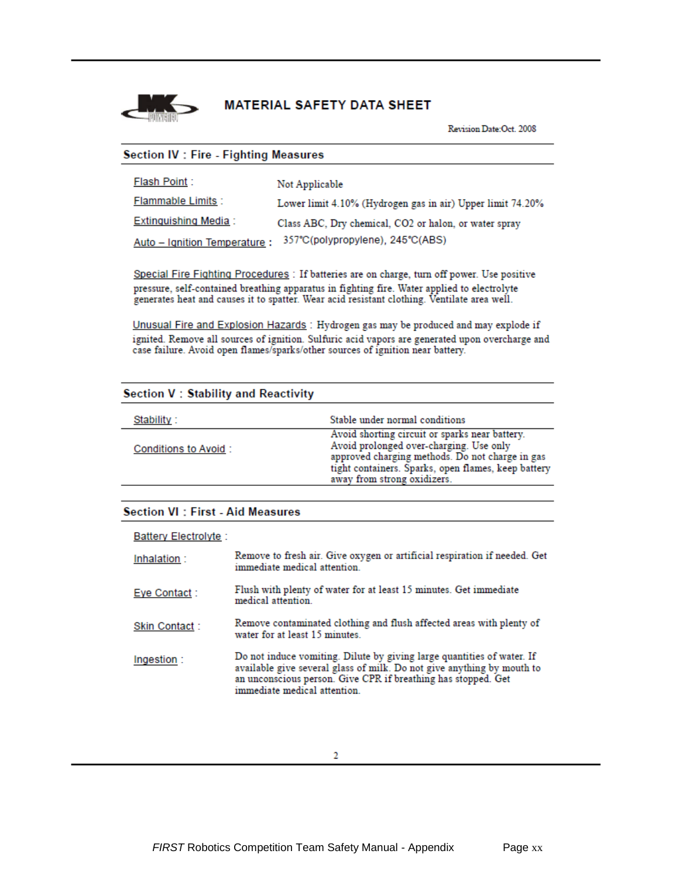# MATERIAL SAFETY DATA SHEET

Revision Date:Oct. 2008

## Section IV : Fire - Fighting Measures

| | |
|---|---|
| Flash Point : | Not Applicable |
| Flammable Limits : | Lower limit 4.10% (Hydrogen gas in air) Upper limit 74.20% |
| Extinguishing Media : | Class ABC, Dry chemical, $CO_2$ or halon, or water spray |
| Auto – Ignition Temperature : | 357℃(polypropylene), 245℃(ABS) |

Special Fire Fighting Procedures : If batteries are on charge, turn off power. Use positive pressure, self-contained breathing apparatus in fighting fire. Water applied to electrolyte generates heat and causes it to spatter. Wear acid resistant clothing. Ventilate area well.

Unusual Fire and Explosion Hazards : Hydrogen gas may be produced and may explode if ignited. Remove all sources of ignition. Sulfuric acid vapors are generated upon overcharge and case failure. Avoid open flames/sparks/other sources of ignition near battery.

## Section V : Stability and Reactivity

| | |
|---|---|
| Stability : | Stable under normal conditions |
| Conditions to Avoid : | Avoid shorting circuit or sparks near battery. Avoid prolonged over-charging. Use only approved charging methods. Do not charge in gas tight containers. Sparks, open flames, keep battery away from strong oxidizers. |

## Section VI : First - Aid Measures

Battery Electrolyte :

| | |
|---|---|
| Inhalation : | Remove to fresh air. Give oxygen or artificial respiration if needed. Get immediate medical attention. |
| Eye Contact : | Flush with plenty of water for at least 15 minutes. Get immediate medical attention. |
| Skin Contact : | Remove contaminated clothing and flush affected areas with plenty of water for at least 15 minutes. |
| Ingestion : | Do not induce vomiting. Dilute by giving large quantities of water. If available give several glass of milk. Do not give anything by mouth to an unconscious person. Give CPR if breathing has stopped. Get immediate medical attention. |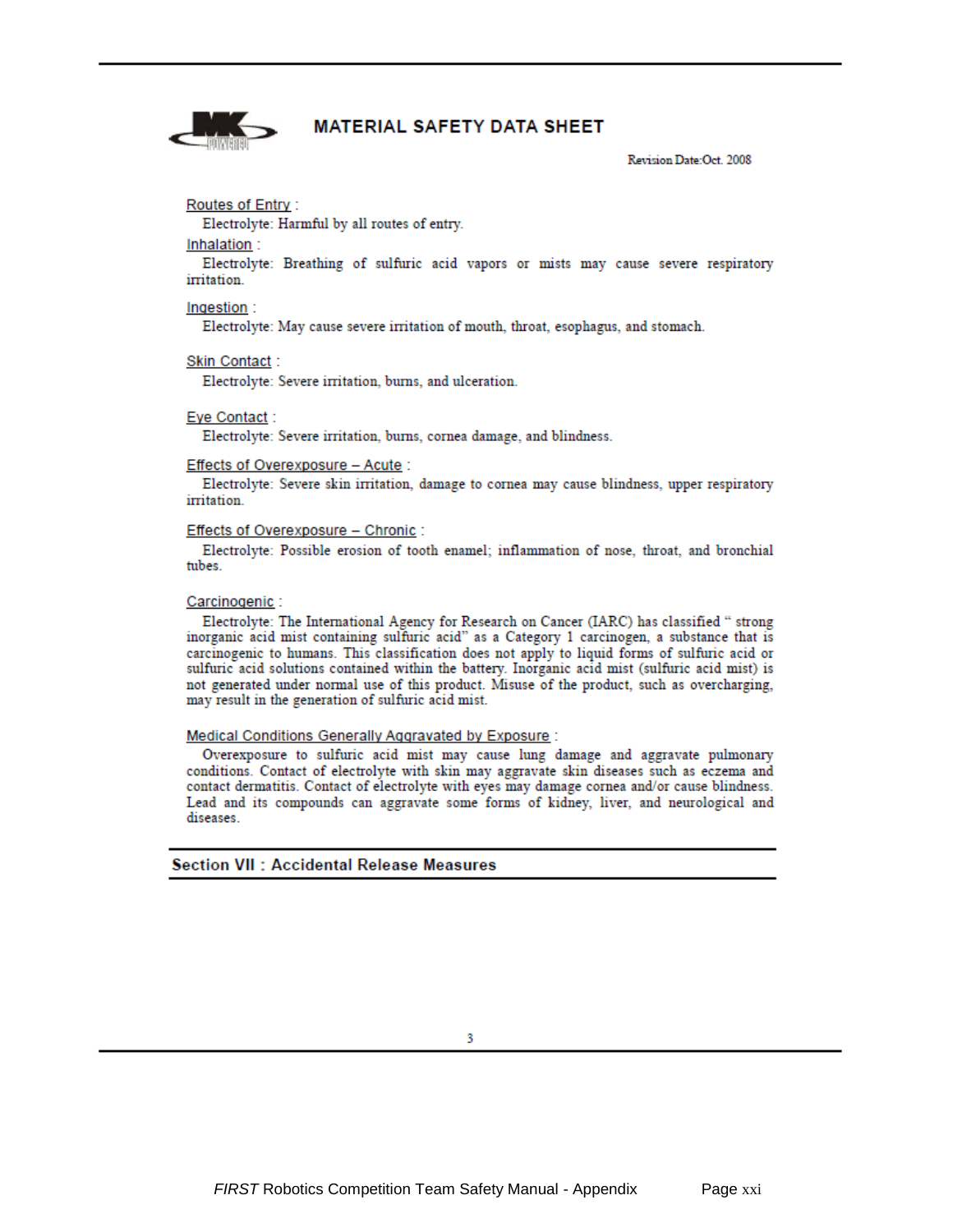# MATERIAL SAFETY DATA SHEET

Revision Date:Oct. 2008

Routes of Entry :

Electrolyte: Harmful by all routes of entry.

Inhalation :

Electrolyte: Breathing of sulfuric acid vapors or mists may cause severe respiratory irritation.

Ingestion :

Electrolyte: May cause severe irritation of mouth, throat, esophagus, and stomach.

Skin Contact :

Electrolyte: Severe irritation, burns, and ulceration.

Eye Contact :

Electrolyte: Severe irritation, burns, cornea damage, and blindness.

Effects of Overexposure – Acute :

Electrolyte: Severe skin irritation, damage to cornea may cause blindness, upper respiratory irritation.

Effects of Overexposure – Chronic :

Electrolyte: Possible erosion of tooth enamel; inflammation of nose, throat, and bronchial tubes.

Carcinogenic :

Electrolyte: The International Agency for Research on Cancer (IARC) has classified " strong inorganic acid mist containing sulfuric acid" as a Category 1 carcinogen, a substance that is carcinogenic to humans. This classification does not apply to liquid forms of sulfuric acid or sulfuric acid solutions contained within the battery. Inorganic acid mist (sulfuric acid mist) is not generated under normal use of this product. Misuse of the product, such as overcharging, may result in the generation of sulfuric acid mist.

Medical Conditions Generally Aggravated by Exposure :

Overexposure to sulfuric acid mist may cause lung damage and aggravate pulmonary conditions. Contact of electrolyte with skin may aggravate skin diseases such as eczema and contact dermatitis. Contact of electrolyte with eyes may damage cornea and/or cause blindness. Lead and its compounds can aggravate some forms of kidney, liver, and neurological and diseases.

## Section VII : Accidental Release Measures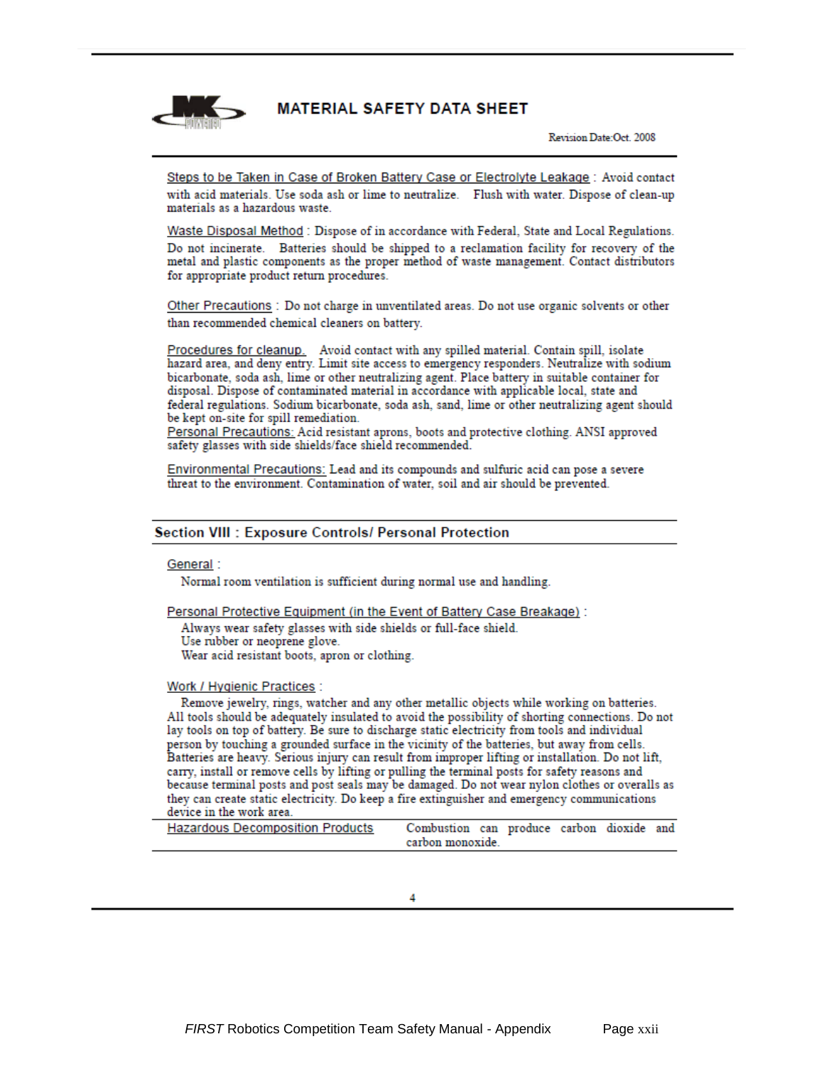# MATERIAL SAFETY DATA SHEET

Revision Date:Oct. 2008

Steps to be Taken in Case of Broken Battery Case or Electrolyte Leakage : Avoid contact with acid materials. Use soda ash or lime to neutralize. Flush with water. Dispose of clean-up materials as a hazardous waste.

Waste Disposal Method : Dispose of in accordance with Federal, State and Local Regulations. Do not incinerate. Batteries should be shipped to a reclamation facility for recovery of the metal and plastic components as the proper method of waste management. Contact distributors for appropriate product return procedures.

Other Precautions : Do not charge in unventilated areas. Do not use organic solvents or other than recommended chemical cleaners on battery.

Procedures for cleanup. Avoid contact with any spilled material. Contain spill, isolate hazard area, and deny entry. Limit site access to emergency responders. Neutralize with sodium bicarbonate, soda ash, lime or other neutralizing agent. Place battery in suitable container for disposal. Dispose of contaminated material in accordance with applicable local, state and federal regulations. Sodium bicarbonate, soda ash, sand, lime or other neutralizing agent should be kept on-site for spill remediation.

Personal Precautions: Acid resistant aprons, boots and protective clothing. ANSI approved safety glasses with side shields/face shield recommended.

Environmental Precautions: Lead and its compounds and sulfuric acid can pose a severe threat to the environment. Contamination of water, soil and air should be prevented.

## Section VIII : Exposure Controls/ Personal Protection

General :

Normal room ventilation is sufficient during normal use and handling.

Personal Protective Equipment (in the Event of Battery Case Breakage) :

Always wear safety glasses with side shields or full-face shield.
Use rubber or neoprene glove.
Wear acid resistant boots, apron or clothing.

Work / Hygienic Practices :

Remove jewelry, rings, watcher and any other metallic objects while working on batteries. All tools should be adequately insulated to avoid the possibility of shorting connections. Do not lay tools on top of battery. Be sure to discharge static electricity from tools and individual person by touching a grounded surface in the vicinity of the batteries, but away from cells. Batteries are heavy. Serious injury can result from improper lifting or installation. Do not lift, carry, install or remove cells by lifting or pulling the terminal posts for safety reasons and because terminal posts and post seals may be damaged. Do not wear nylon clothes or overalls as they can create static electricity. Do keep a fire extinguisher and emergency communications device in the work area.

| Hazardous Decomposition Products | Combustion can produce carbon dioxide and carbon monoxide. |
|---|---|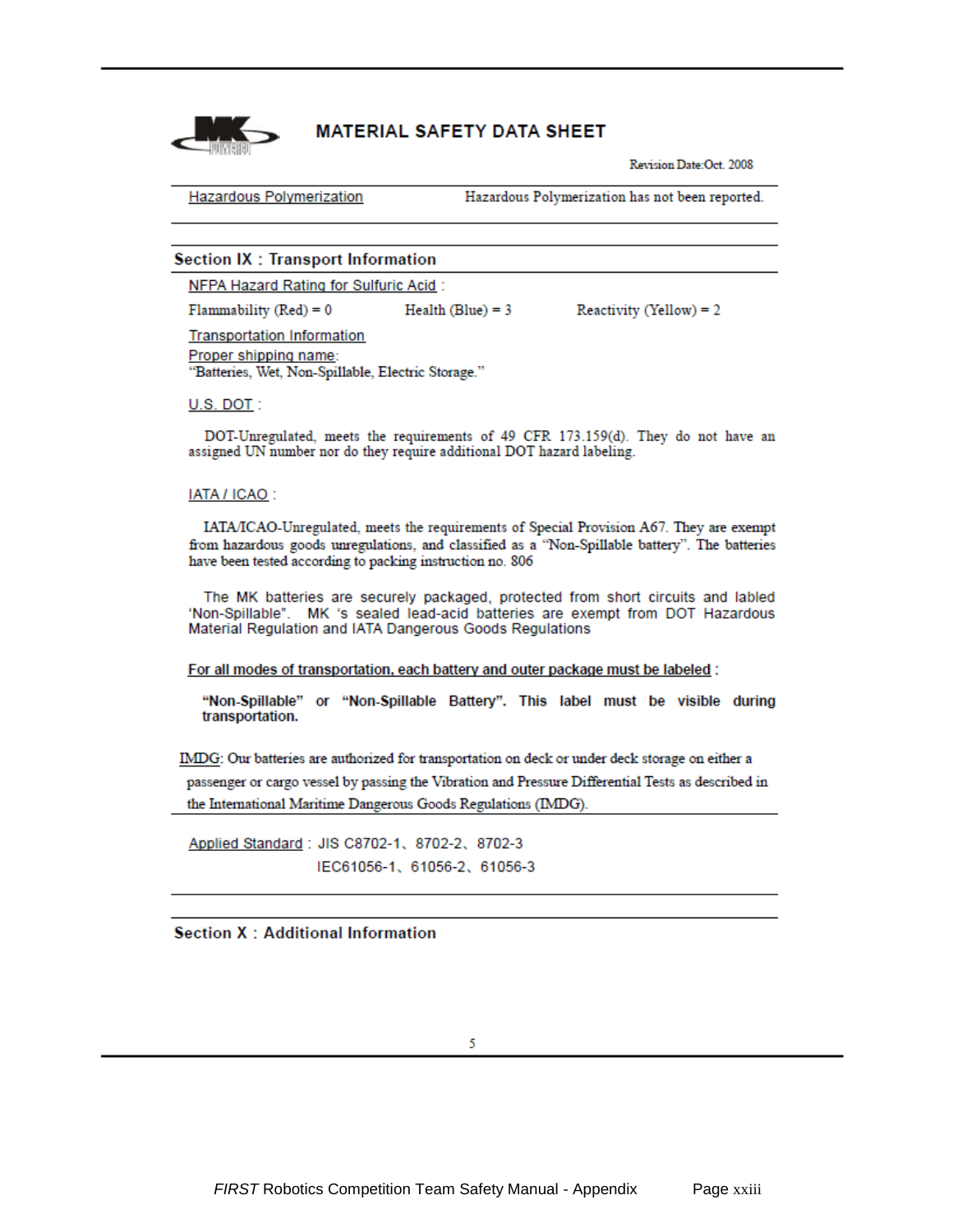# MATERIAL SAFETY DATA SHEET

Revision Date:Oct. 2008

| Hazardous Polymerization | Hazardous Polymerization has not been reported. |
|---|---|

## Section IX : Transport Information

NFPA Hazard Rating for Sulfuric Acid :

Flammability (Red) = 0 Health (Blue) = 3 Reactivity (Yellow) = 2

Transportation Information

Proper shipping name:
"Batteries, Wet, Non-Spillable, Electric Storage."

U.S. DOT :

DOT-Unregulated, meets the requirements of 49 CFR 173.159(d). They do not have an assigned UN number nor do they require additional DOT hazard labeling.

IATA / ICAO :

IATA/ICAO-Unregulated, meets the requirements of Special Provision A67. They are exempt from hazardous goods unregulations, and classified as a "Non-Spillable battery". The batteries have been tested according to packing instruction no. 806

The MK batteries are securely packaged, protected from short circuits and labled 'Non-Spillable". MK 's sealed lead-acid batteries are exempt from DOT Hazardous Material Regulation and IATA Dangerous Goods Regulations

**For all modes of transportation, each battery and outer package must be labeled** :

**"Non-Spillable" or "Non-Spillable Battery". This label must be visible during transportation.**

IMDG: Our batteries are authorized for transportation on deck or under deck storage on either a passenger or cargo vessel by passing the Vibration and Pressure Differential Tests as described in the International Maritime Dangerous Goods Regulations (IMDG).

Applied Standard : JIS C8702-1、8702-2、8702-3
IEC61056-1、61056-2、61056-3

## Section X : Additional Information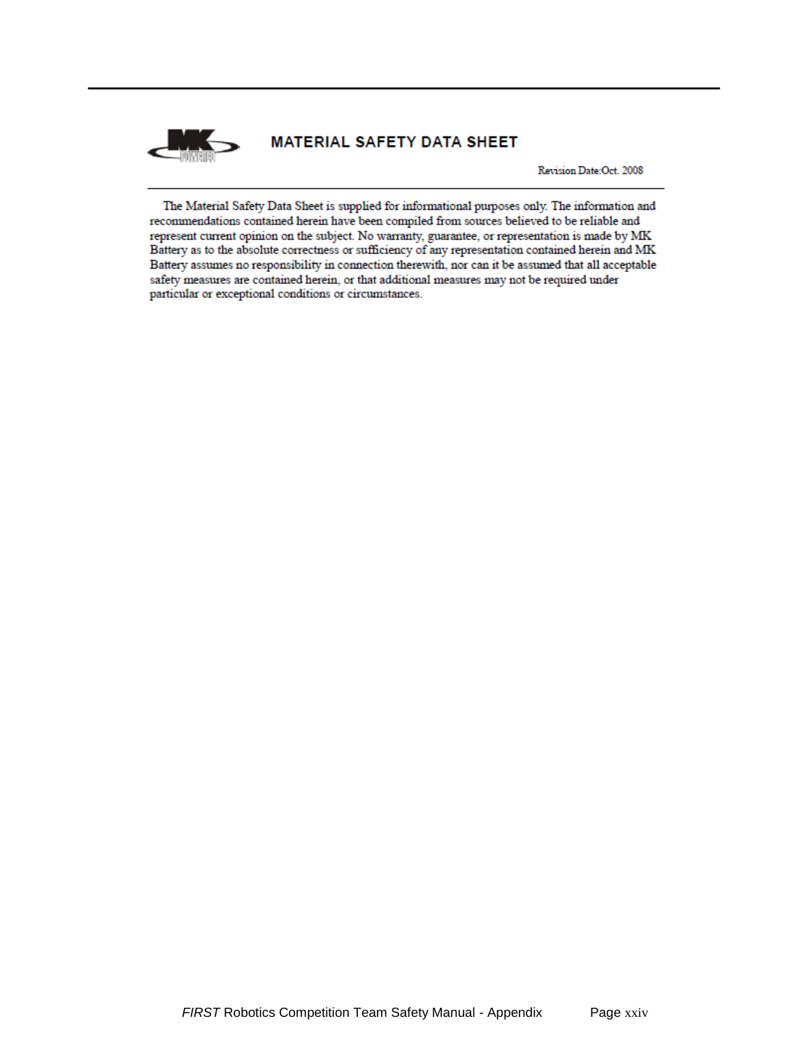## MATERIAL SAFETY DATA SHEET

Revision Date:Oct. 2008

The Material Safety Data Sheet is supplied for informational purposes only. The information and recommendations contained herein have been compiled from sources believed to be reliable and represent current opinion on the subject. No warranty, guarantee, or representation is made by MK Battery as to the absolute correctness or sufficiency of any representation contained herein and MK Battery assumes no responsibility in connection therewith, nor can it be assumed that all acceptable safety measures are contained herein, or that additional measures may not be required under particular or exceptional conditions or circumstances.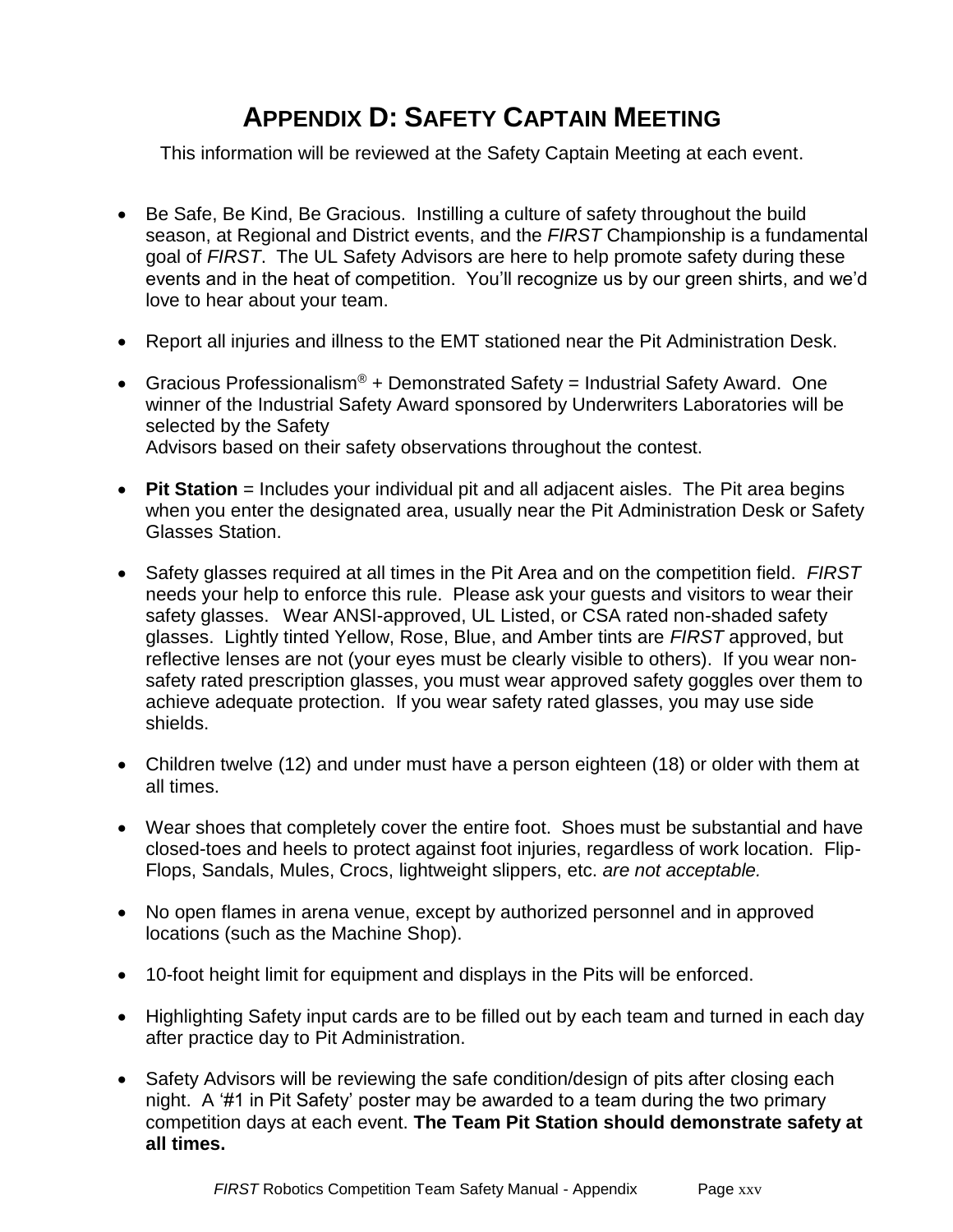# APPENDIX D: SAFETY CAPTAIN MEETING

This information will be reviewed at the Safety Captain Meeting at each event.

- Be Safe, Be Kind, Be Gracious. Instilling a culture of safety throughout the build season, at Regional and District events, and the *FIRST* Championship is a fundamental goal of *FIRST*. The UL Safety Advisors are here to help promote safety during these events and in the heat of competition. You'll recognize us by our green shirts, and we'd love to hear about your team.

- Report all injuries and illness to the EMT stationed near the Pit Administration Desk.

- Gracious Professionalism® + Demonstrated Safety = Industrial Safety Award. One winner of the Industrial Safety Award sponsored by Underwriters Laboratories will be selected by the Safety Advisors based on their safety observations throughout the contest.

- **Pit Station** = Includes your individual pit and all adjacent aisles. The Pit area begins when you enter the designated area, usually near the Pit Administration Desk or Safety Glasses Station.

- Safety glasses required at all times in the Pit Area and on the competition field. *FIRST* needs your help to enforce this rule. Please ask your guests and visitors to wear their safety glasses. Wear ANSI-approved, UL Listed, or CSA rated non-shaded safety glasses. Lightly tinted Yellow, Rose, Blue, and Amber tints are *FIRST* approved, but reflective lenses are not (your eyes must be clearly visible to others). If you wear non-safety rated prescription glasses, you must wear approved safety goggles over them to achieve adequate protection. If you wear safety rated glasses, you may use side shields.

- Children twelve (12) and under must have a person eighteen (18) or older with them at all times.

- Wear shoes that completely cover the entire foot. Shoes must be substantial and have closed-toes and heels to protect against foot injuries, regardless of work location. Flip-Flops, Sandals, Mules, Crocs, lightweight slippers, etc. *are not acceptable.*

- No open flames in arena venue, except by authorized personnel and in approved locations (such as the Machine Shop).

- 10-foot height limit for equipment and displays in the Pits will be enforced.

- Highlighting Safety input cards are to be filled out by each team and turned in each day after practice day to Pit Administration.

- Safety Advisors will be reviewing the safe condition/design of pits after closing each night. A '#1 in Pit Safety' poster may be awarded to a team during the two primary competition days at each event. **The Team Pit Station should demonstrate safety at all times.**